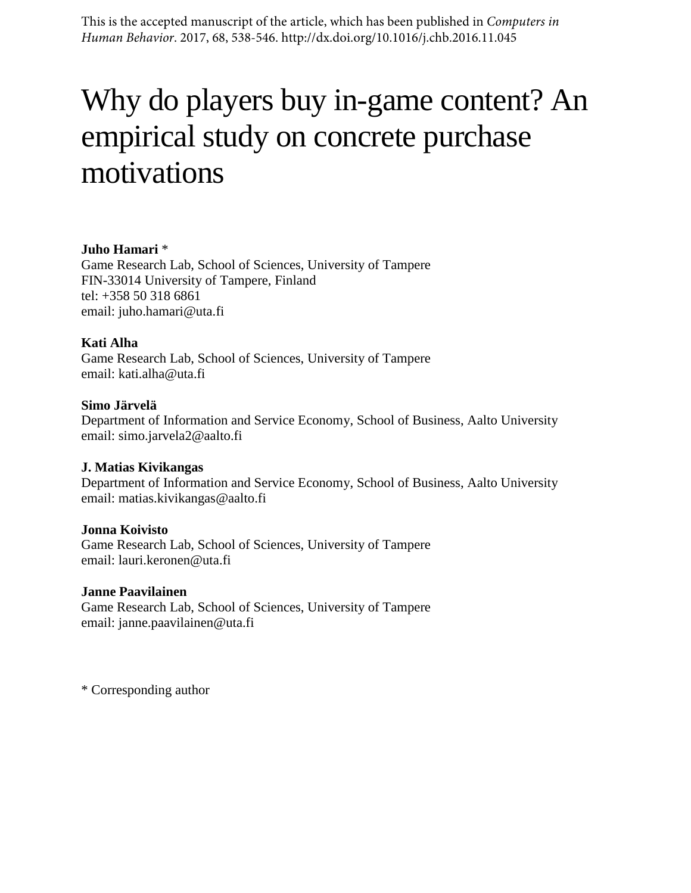This is the accepted manuscript of the article, which has been published in *Computers in Human Behavior*. 2017, 68, 538-546. http://dx.doi.org/10.1016/j.chb.2016.11.045

# Why do players buy in-game content? An empirical study on concrete purchase motivations

**Juho Hamari** *
Game Research Lab, School of Sciences, University of Tampere
FIN-33014 University of Tampere, Finland
tel: +358 50 318 6861
email: juho.hamari@uta.fi

**Kati Alha**
Game Research Lab, School of Sciences, University of Tampere
email: kati.alha@uta.fi

**Simo Järvelä**
Department of Information and Service Economy, School of Business, Aalto University
email: simo.jarvela2@aalto.fi

**J. Matias Kivikangas**
Department of Information and Service Economy, School of Business, Aalto University
email: matias.kivikangas@aalto.fi

**Jonna Koivisto**
Game Research Lab, School of Sciences, University of Tampere
email: lauri.keronen@uta.fi

**Janne Paavilainen**
Game Research Lab, School of Sciences, University of Tampere
email: janne.paavilainen@uta.fi

* Corresponding author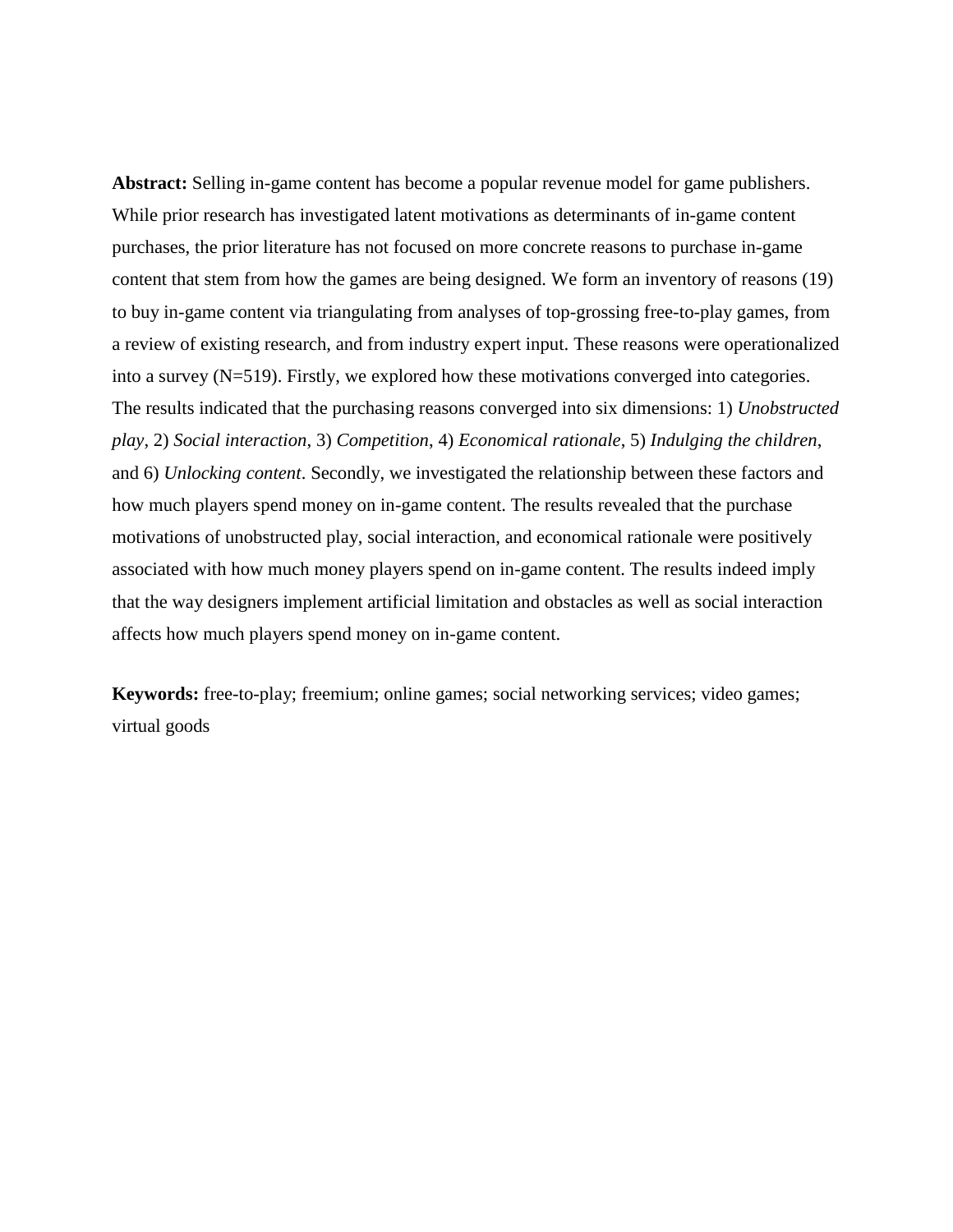**Abstract:** Selling in-game content has become a popular revenue model for game publishers. While prior research has investigated latent motivations as determinants of in-game content purchases, the prior literature has not focused on more concrete reasons to purchase in-game content that stem from how the games are being designed. We form an inventory of reasons (19) to buy in-game content via triangulating from analyses of top-grossing free-to-play games, from a review of existing research, and from industry expert input. These reasons were operationalized into a survey (N=519). Firstly, we explored how these motivations converged into categories. The results indicated that the purchasing reasons converged into six dimensions: 1) *Unobstructed play*, 2) *Social interaction*, 3) *Competition*, 4) *Economical rationale*, 5) *Indulging the children*, and 6) *Unlocking content*. Secondly, we investigated the relationship between these factors and how much players spend money on in-game content. The results revealed that the purchase motivations of unobstructed play, social interaction, and economical rationale were positively associated with how much money players spend on in-game content. The results indeed imply that the way designers implement artificial limitation and obstacles as well as social interaction affects how much players spend money on in-game content.

**Keywords:** free-to-play; freemium; online games; social networking services; video games; virtual goods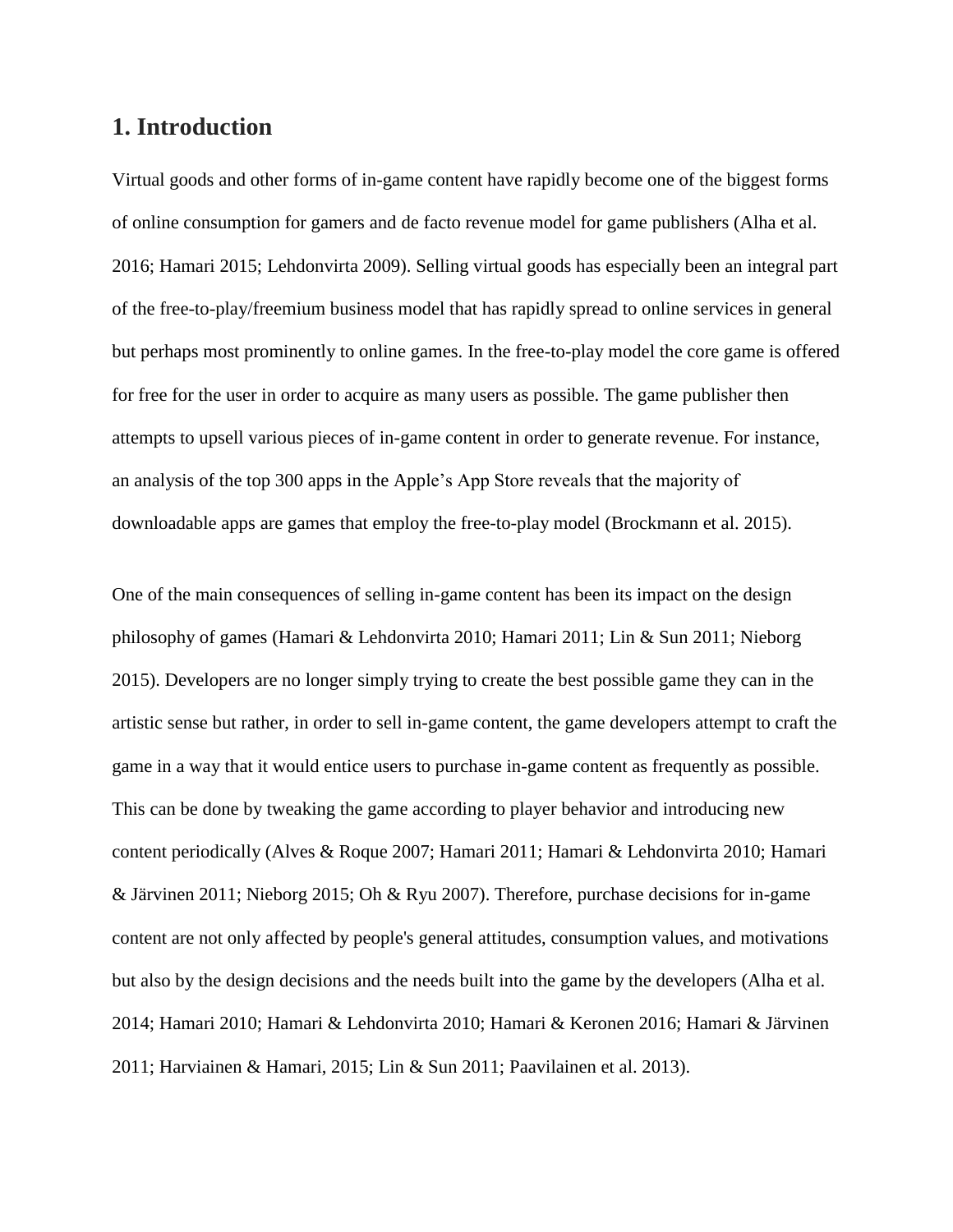## 1. Introduction

Virtual goods and other forms of in-game content have rapidly become one of the biggest forms of online consumption for gamers and de facto revenue model for game publishers (Alha et al. 2016; Hamari 2015; Lehdonvirta 2009). Selling virtual goods has especially been an integral part of the free-to-play/freemium business model that has rapidly spread to online services in general but perhaps most prominently to online games. In the free-to-play model the core game is offered for free for the user in order to acquire as many users as possible. The game publisher then attempts to upsell various pieces of in-game content in order to generate revenue. For instance, an analysis of the top 300 apps in the Apple's App Store reveals that the majority of downloadable apps are games that employ the free-to-play model (Brockmann et al. 2015).

One of the main consequences of selling in-game content has been its impact on the design philosophy of games (Hamari & Lehdonvirta 2010; Hamari 2011; Lin & Sun 2011; Nieborg 2015). Developers are no longer simply trying to create the best possible game they can in the artistic sense but rather, in order to sell in-game content, the game developers attempt to craft the game in a way that it would entice users to purchase in-game content as frequently as possible. This can be done by tweaking the game according to player behavior and introducing new content periodically (Alves & Roque 2007; Hamari 2011; Hamari & Lehdonvirta 2010; Hamari & Järvinen 2011; Nieborg 2015; Oh & Ryu 2007). Therefore, purchase decisions for in-game content are not only affected by people's general attitudes, consumption values, and motivations but also by the design decisions and the needs built into the game by the developers (Alha et al. 2014; Hamari 2010; Hamari & Lehdonvirta 2010; Hamari & Keronen 2016; Hamari & Järvinen 2011; Harviainen & Hamari, 2015; Lin & Sun 2011; Paavilainen et al. 2013).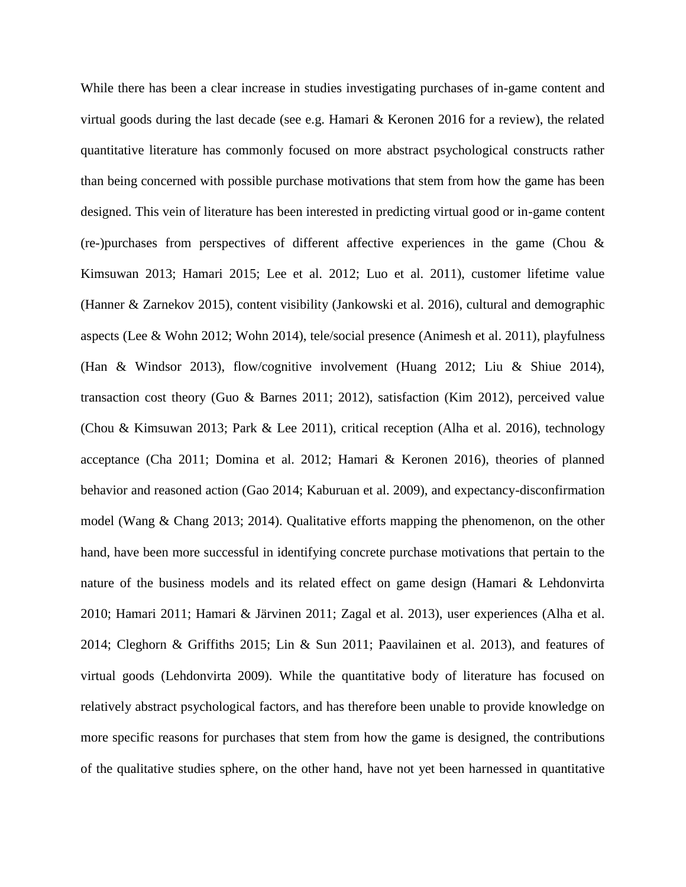While there has been a clear increase in studies investigating purchases of in-game content and virtual goods during the last decade (see e.g. Hamari & Keronen 2016 for a review), the related quantitative literature has commonly focused on more abstract psychological constructs rather than being concerned with possible purchase motivations that stem from how the game has been designed. This vein of literature has been interested in predicting virtual good or in-game content (re-)purchases from perspectives of different affective experiences in the game (Chou & Kimsuwan 2013; Hamari 2015; Lee et al. 2012; Luo et al. 2011), customer lifetime value (Hanner & Zarnekov 2015), content visibility (Jankowski et al. 2016), cultural and demographic aspects (Lee & Wohn 2012; Wohn 2014), tele/social presence (Animesh et al. 2011), playfulness (Han & Windsor 2013), flow/cognitive involvement (Huang 2012; Liu & Shiue 2014), transaction cost theory (Guo & Barnes 2011; 2012), satisfaction (Kim 2012), perceived value (Chou & Kimsuwan 2013; Park & Lee 2011), critical reception (Alha et al. 2016), technology acceptance (Cha 2011; Domina et al. 2012; Hamari & Keronen 2016), theories of planned behavior and reasoned action (Gao 2014; Kaburuan et al. 2009), and expectancy-disconfirmation model (Wang & Chang 2013; 2014). Qualitative efforts mapping the phenomenon, on the other hand, have been more successful in identifying concrete purchase motivations that pertain to the nature of the business models and its related effect on game design (Hamari & Lehdonvirta 2010; Hamari 2011; Hamari & Järvinen 2011; Zagal et al. 2013), user experiences (Alha et al. 2014; Cleghorn & Griffiths 2015; Lin & Sun 2011; Paavilainen et al. 2013), and features of virtual goods (Lehdonvirta 2009). While the quantitative body of literature has focused on relatively abstract psychological factors, and has therefore been unable to provide knowledge on more specific reasons for purchases that stem from how the game is designed, the contributions of the qualitative studies sphere, on the other hand, have not yet been harnessed in quantitative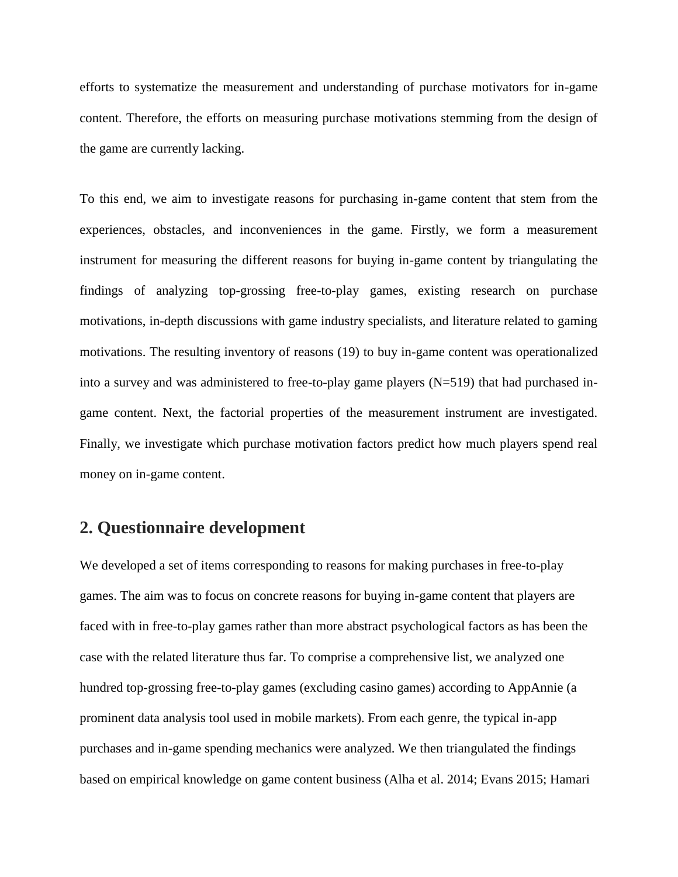efforts to systematize the measurement and understanding of purchase motivators for in-game content. Therefore, the efforts on measuring purchase motivations stemming from the design of the game are currently lacking.

To this end, we aim to investigate reasons for purchasing in-game content that stem from the experiences, obstacles, and inconveniences in the game. Firstly, we form a measurement instrument for measuring the different reasons for buying in-game content by triangulating the findings of analyzing top-grossing free-to-play games, existing research on purchase motivations, in-depth discussions with game industry specialists, and literature related to gaming motivations. The resulting inventory of reasons (19) to buy in-game content was operationalized into a survey and was administered to free-to-play game players (N=519) that had purchased in-game content. Next, the factorial properties of the measurement instrument are investigated. Finally, we investigate which purchase motivation factors predict how much players spend real money on in-game content.

## 2. Questionnaire development

We developed a set of items corresponding to reasons for making purchases in free-to-play games. The aim was to focus on concrete reasons for buying in-game content that players are faced with in free-to-play games rather than more abstract psychological factors as has been the case with the related literature thus far. To comprise a comprehensive list, we analyzed one hundred top-grossing free-to-play games (excluding casino games) according to AppAnnie (a prominent data analysis tool used in mobile markets). From each genre, the typical in-app purchases and in-game spending mechanics were analyzed. We then triangulated the findings based on empirical knowledge on game content business (Alha et al. 2014; Evans 2015; Hamari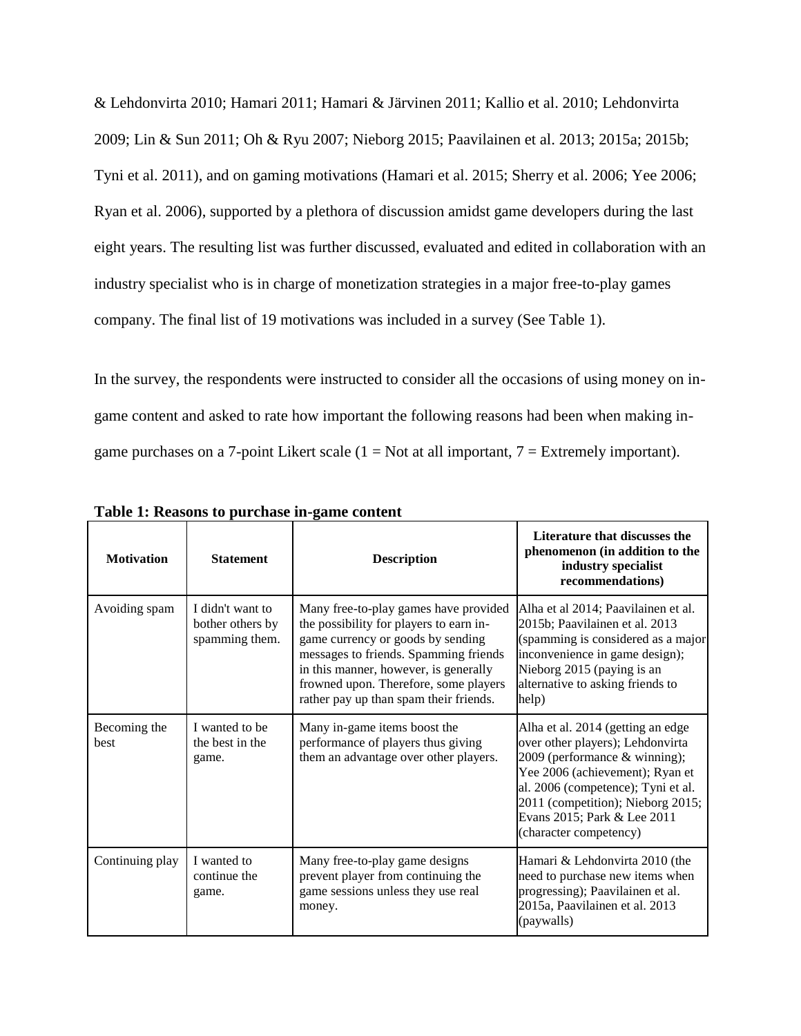& Lehdonvirta 2010; Hamari 2011; Hamari & Järvinen 2011; Kallio et al. 2010; Lehdonvirta 2009; Lin & Sun 2011; Oh & Ryu 2007; Nieborg 2015; Paavilainen et al. 2013; 2015a; 2015b; Tyni et al. 2011), and on gaming motivations (Hamari et al. 2015; Sherry et al. 2006; Yee 2006; Ryan et al. 2006), supported by a plethora of discussion amidst game developers during the last eight years. The resulting list was further discussed, evaluated and edited in collaboration with an industry specialist who is in charge of monetization strategies in a major free-to-play games company. The final list of 19 motivations was included in a survey (See Table 1).

In the survey, the respondents were instructed to consider all the occasions of using money on in-game content and asked to rate how important the following reasons had been when making in-game purchases on a 7-point Likert scale (1 = Not at all important, 7 = Extremely important).

**Table 1: Reasons to purchase in-game content**

| Motivation | Statement | Description | Literature that discusses the phenomenon (in addition to the industry specialist recommendations) |
|---|---|---|---|
| Avoiding spam | I didn't want to bother others by spamming them. | Many free-to-play games have provided the possibility for players to earn in-game currency or goods by sending messages to friends. Spamming friends in this manner, however, is generally frowned upon. Therefore, some players rather pay up than spam their friends. | Alha et al 2014; Paavilainen et al. 2015b; Paavilainen et al. 2013 (spamming is considered as a major inconvenience in game design); Nieborg 2015 (paying is an alternative to asking friends to help) |
| Becoming the best | I wanted to be the best in the game. | Many in-game items boost the performance of players thus giving them an advantage over other players. | Alha et al. 2014 (getting an edge over other players); Lehdonvirta 2009 (performance & winning); Yee 2006 (achievement); Ryan et al. 2006 (competence); Tyni et al. 2011 (competition); Nieborg 2015; Evans 2015; Park & Lee 2011 (character competency) |
| Continuing play | I wanted to continue the game. | Many free-to-play game designs prevent player from continuing the game sessions unless they use real money. | Hamari & Lehdonvirta 2010 (the need to purchase new items when progressing); Paavilainen et al. 2015a, Paavilainen et al. 2013 (paywalls) |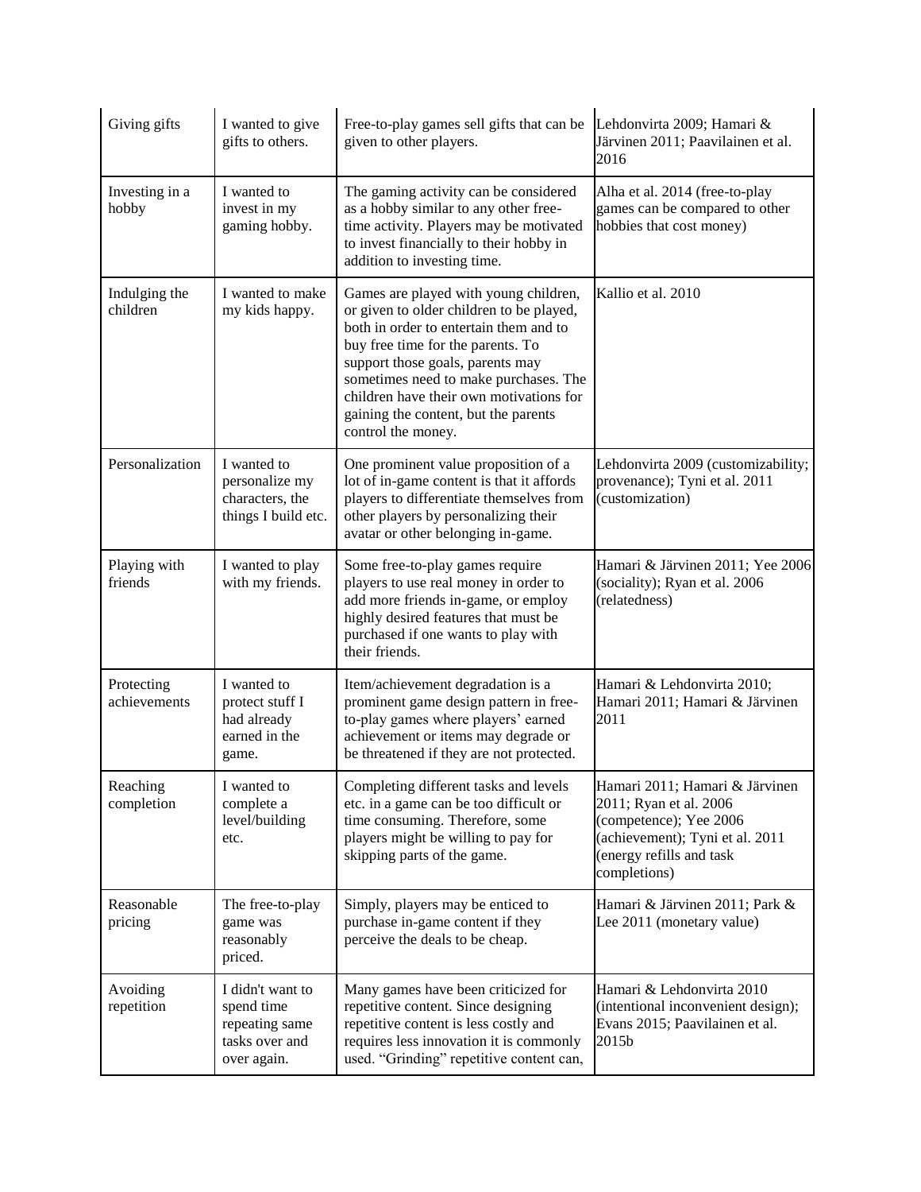| Giving gifts | I wanted to give gifts to others. | Free-to-play games sell gifts that can be given to other players. | Lehdonvirta 2009; Hamari & Järvinen 2011; Paavilainen et al. 2016 |
|---|---|---|---|
| Investing in a hobby | I wanted to invest in my gaming hobby. | The gaming activity can be considered as a hobby similar to any other free-time activity. Players may be motivated to invest financially to their hobby in addition to investing time. | Alha et al. 2014 (free-to-play games can be compared to other hobbies that cost money) |
| Indulging the children | I wanted to make my kids happy. | Games are played with young children, or given to older children to be played, both in order to entertain them and to buy free time for the parents. To support those goals, parents may sometimes need to make purchases. The children have their own motivations for gaining the content, but the parents control the money. | Kallio et al. 2010 |
| Personalization | I wanted to personalize my characters, the things I build etc. | One prominent value proposition of a lot of in-game content is that it affords players to differentiate themselves from other players by personalizing their avatar or other belonging in-game. | Lehdonvirta 2009 (customizability; provenance); Tyni et al. 2011 (customization) |
| Playing with friends | I wanted to play with my friends. | Some free-to-play games require players to use real money in order to add more friends in-game, or employ highly desired features that must be purchased if one wants to play with their friends. | Hamari & Järvinen 2011; Yee 2006 (sociality); Ryan et al. 2006 (relatedness) |
| Protecting achievements | I wanted to protect stuff I had already earned in the game. | Item/achievement degradation is a prominent game design pattern in free-to-play games where players' earned achievement or items may degrade or be threatened if they are not protected. | Hamari & Lehdonvirta 2010; Hamari 2011; Hamari & Järvinen 2011 |
| Reaching completion | I wanted to complete a level/building etc. | Completing different tasks and levels etc. in a game can be too difficult or time consuming. Therefore, some players might be willing to pay for skipping parts of the game. | Hamari 2011; Hamari & Järvinen 2011; Ryan et al. 2006 (competence); Yee 2006 (achievement); Tyni et al. 2011 (energy refills and task completions) |
| Reasonable pricing | The free-to-play game was reasonably priced. | Simply, players may be enticed to purchase in-game content if they perceive the deals to be cheap. | Hamari & Järvinen 2011; Park & Lee 2011 (monetary value) |
| Avoiding repetition | I didn't want to spend time repeating same tasks over and over again. | Many games have been criticized for repetitive content. Since designing repetitive content is less costly and requires less innovation it is commonly used. "Grinding" repetitive content can, | Hamari & Lehdonvirta 2010 (intentional inconvenient design); Evans 2015; Paavilainen et al. 2015b |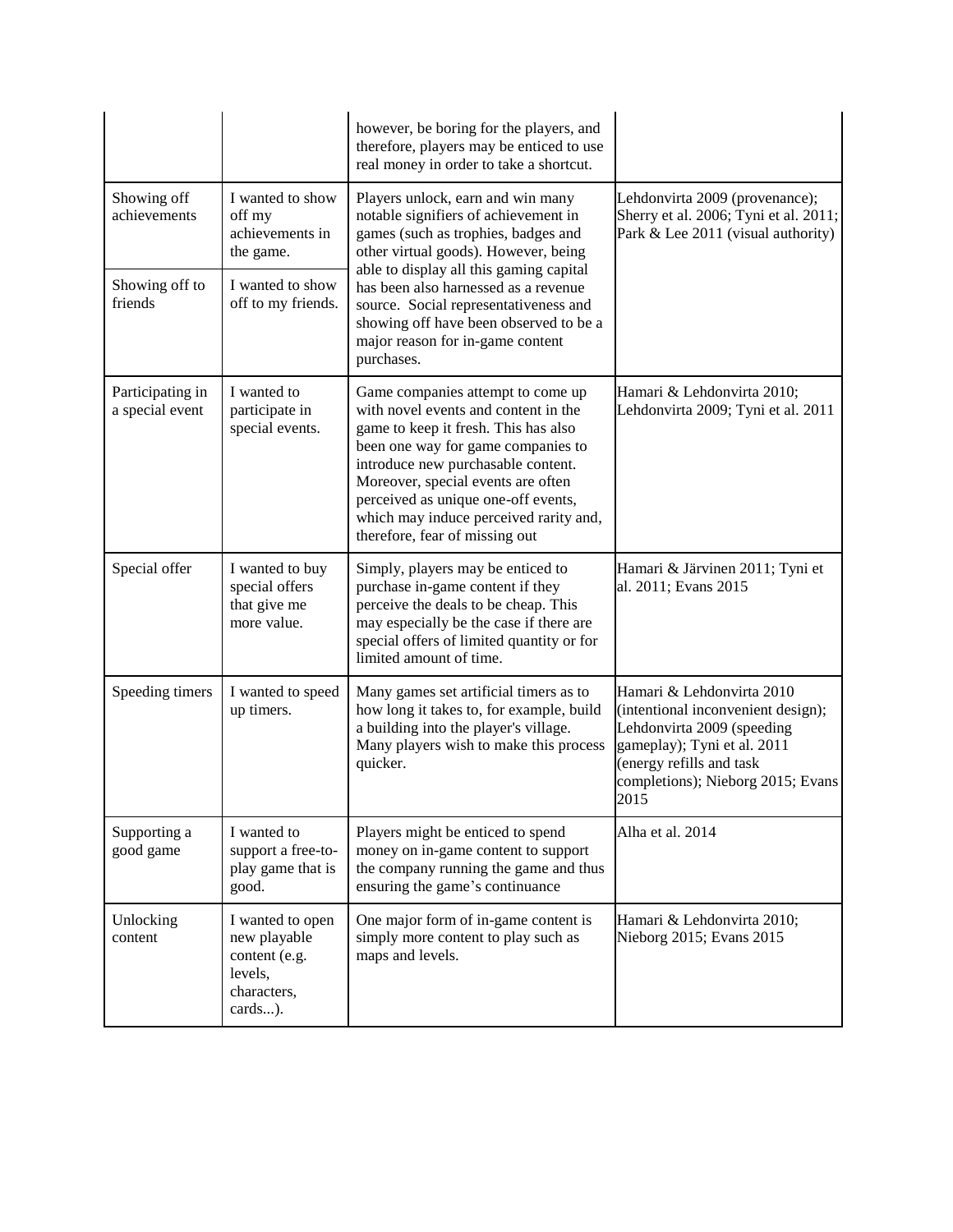| | | however, be boring for the players, and therefore, players may be enticed to use real money in order to take a shortcut. | |
|---|---|---|---|
| Showing off achievements | I wanted to show off my achievements in the game. | Players unlock, earn and win many notable signifiers of achievement in games (such as trophies, badges and other virtual goods). However, being able to display all this gaming capital has been also harnessed as a revenue source. Social representativeness and showing off have been observed to be a major reason for in-game content purchases. | Lehdonvirta 2009 (provenance); Sherry et al. 2006; Tyni et al. 2011; Park & Lee 2011 (visual authority) |
| Showing off to friends | I wanted to show off to my friends. | | |
| Participating in a special event | I wanted to participate in special events. | Game companies attempt to come up with novel events and content in the game to keep it fresh. This has also been one way for game companies to introduce new purchasable content. Moreover, special events are often perceived as unique one-off events, which may induce perceived rarity and, therefore, fear of missing out | Hamari & Lehdonvirta 2010; Lehdonvirta 2009; Tyni et al. 2011 |
| Special offer | I wanted to buy special offers that give me more value. | Simply, players may be enticed to purchase in-game content if they perceive the deals to be cheap. This may especially be the case if there are special offers of limited quantity or for limited amount of time. | Hamari & Järvinen 2011; Tyni et al. 2011; Evans 2015 |
| Speeding timers | I wanted to speed up timers. | Many games set artificial timers as to how long it takes to, for example, build a building into the player's village. Many players wish to make this process quicker. | Hamari & Lehdonvirta 2010 (intentional inconvenient design); Lehdonvirta 2009 (speeding gameplay); Tyni et al. 2011 (energy refills and task completions); Nieborg 2015; Evans 2015 |
| Supporting a good game | I wanted to support a free-to-play game that is good. | Players might be enticed to spend money on in-game content to support the company running the game and thus ensuring the game's continuance | Alha et al. 2014 |
| Unlocking content | I wanted to open new playable content (e.g. levels, characters, cards...). | One major form of in-game content is simply more content to play such as maps and levels. | Hamari & Lehdonvirta 2010; Nieborg 2015; Evans 2015 |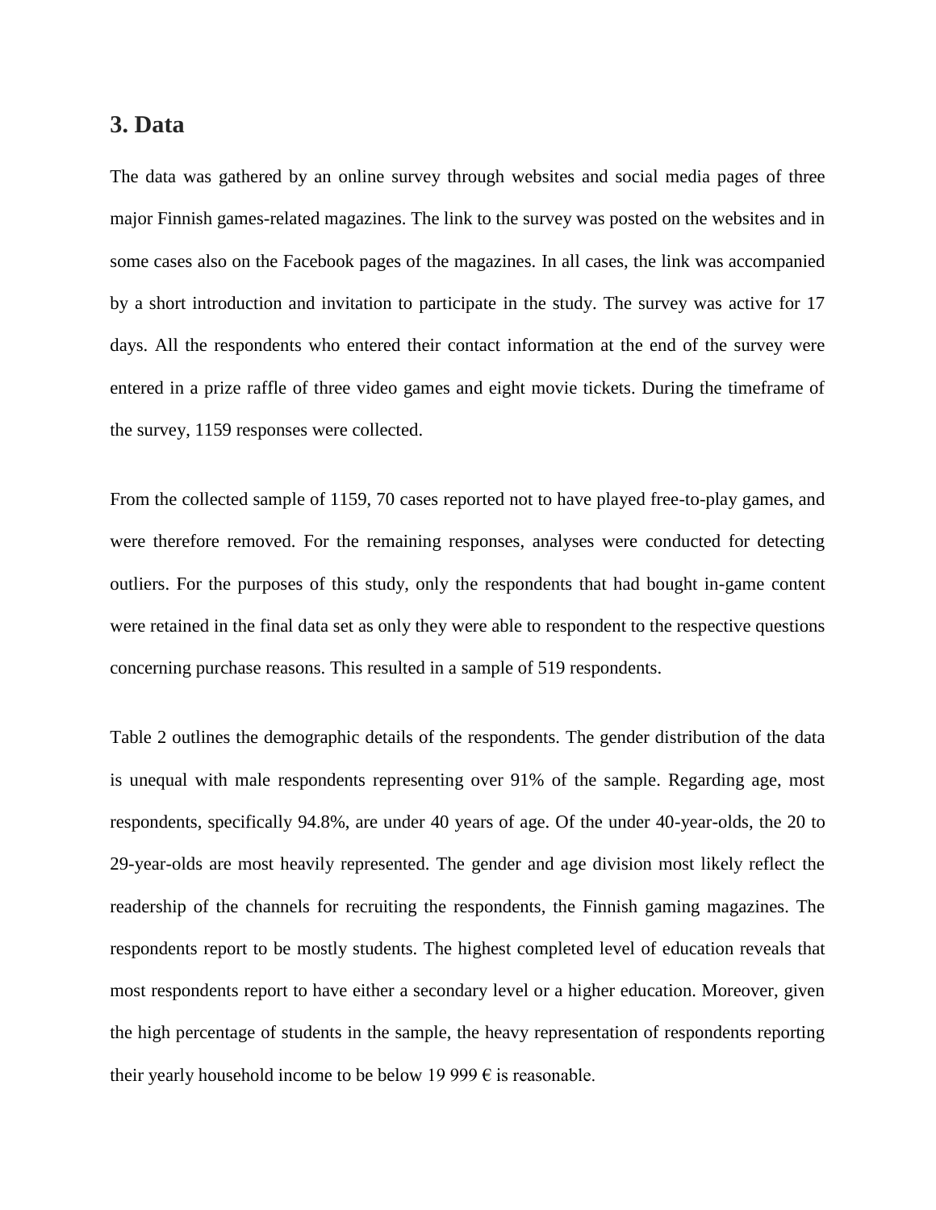## 3. Data

The data was gathered by an online survey through websites and social media pages of three major Finnish games-related magazines. The link to the survey was posted on the websites and in some cases also on the Facebook pages of the magazines. In all cases, the link was accompanied by a short introduction and invitation to participate in the study. The survey was active for 17 days. All the respondents who entered their contact information at the end of the survey were entered in a prize raffle of three video games and eight movie tickets. During the timeframe of the survey, 1159 responses were collected.

From the collected sample of 1159, 70 cases reported not to have played free-to-play games, and were therefore removed. For the remaining responses, analyses were conducted for detecting outliers. For the purposes of this study, only the respondents that had bought in-game content were retained in the final data set as only they were able to respondent to the respective questions concerning purchase reasons. This resulted in a sample of 519 respondents.

Table 2 outlines the demographic details of the respondents. The gender distribution of the data is unequal with male respondents representing over 91% of the sample. Regarding age, most respondents, specifically 94.8%, are under 40 years of age. Of the under 40-year-olds, the 20 to 29-year-olds are most heavily represented. The gender and age division most likely reflect the readership of the channels for recruiting the respondents, the Finnish gaming magazines. The respondents report to be mostly students. The highest completed level of education reveals that most respondents report to have either a secondary level or a higher education. Moreover, given the high percentage of students in the sample, the heavy representation of respondents reporting their yearly household income to be below 19 999 € is reasonable.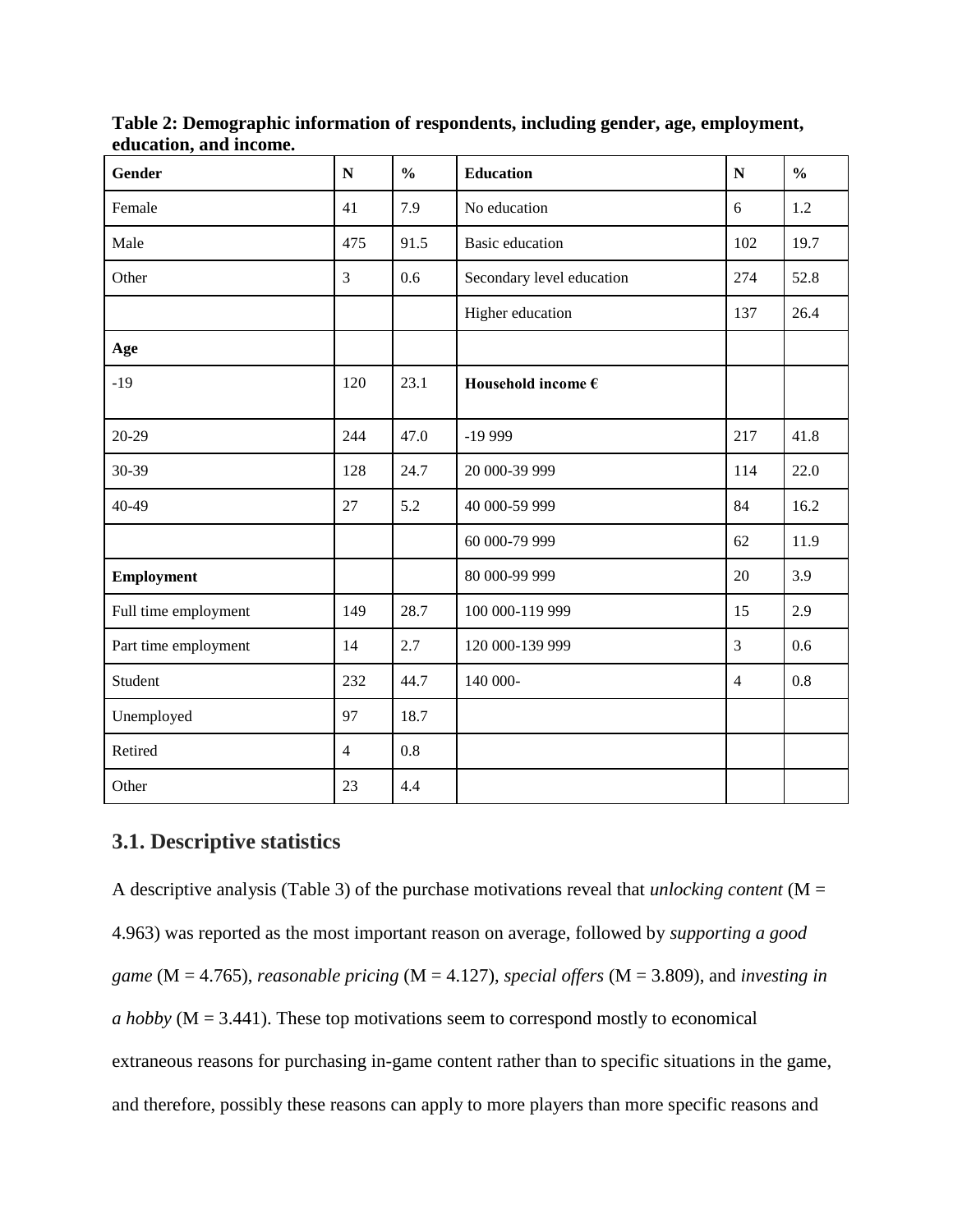**Table 2: Demographic information of respondents, including gender, age, employment, education, and income.**

| Gender | N | % | Education | N | % |
|---|---|---|---|---|---|
| Female | 41 | 7.9 | No education | 6 | 1.2 |
| Male | 475 | 91.5 | Basic education | 102 | 19.7 |
| Other | 3 | 0.6 | Secondary level education | 274 | 52.8 |
| | | | Higher education | 137 | 26.4 |
| **Age** | | | | | |
| -19 | 120 | 23.1 | **Household income €** | | |
| 20-29 | 244 | 47.0 | -19 999 | 217 | 41.8 |
| 30-39 | 128 | 24.7 | 20 000-39 999 | 114 | 22.0 |
| 40-49 | 27 | 5.2 | 40 000-59 999 | 84 | 16.2 |
| | | | 60 000-79 999 | 62 | 11.9 |
| **Employment** | | | 80 000-99 999 | 20 | 3.9 |
| Full time employment | 149 | 28.7 | 100 000-119 999 | 15 | 2.9 |
| Part time employment | 14 | 2.7 | 120 000-139 999 | 3 | 0.6 |
| Student | 232 | 44.7 | 140 000- | 4 | 0.8 |
| Unemployed | 97 | 18.7 | | | |
| Retired | 4 | 0.8 | | | |
| Other | 23 | 4.4 | | | |

## 3.1. Descriptive statistics

A descriptive analysis (Table 3) of the purchase motivations reveal that *unlocking content* (M = 4.963) was reported as the most important reason on average, followed by *supporting a good game* (M = 4.765), *reasonable pricing* (M = 4.127), *special offers* (M = 3.809), and *investing in a hobby* (M = 3.441). These top motivations seem to correspond mostly to economical extraneous reasons for purchasing in-game content rather than to specific situations in the game, and therefore, possibly these reasons can apply to more players than more specific reasons and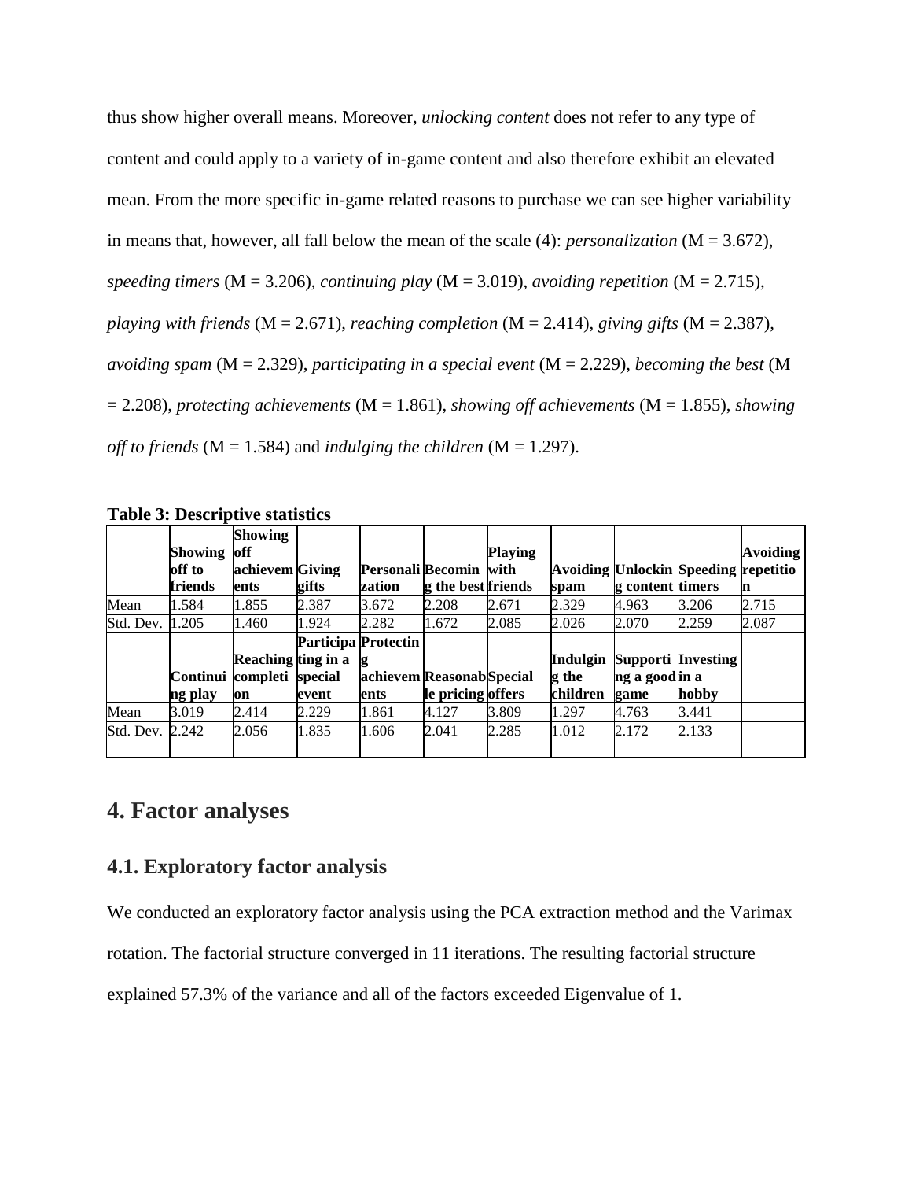thus show higher overall means. Moreover, *unlocking content* does not refer to any type of content and could apply to a variety of in-game content and also therefore exhibit an elevated mean. From the more specific in-game related reasons to purchase we can see higher variability in means that, however, all fall below the mean of the scale (4): *personalization* (M = 3.672), *speeding timers* (M = 3.206), *continuing play* (M = 3.019), *avoiding repetition* (M = 2.715), *playing with friends* (M = 2.671), *reaching completion* (M = 2.414), *giving gifts* (M = 2.387), *avoiding spam* (M = 2.329), *participating in a special event* (M = 2.229), *becoming the best* (M = 2.208), *protecting achievements* (M = 1.861), *showing off achievements* (M = 1.855), *showing off to friends* (M = 1.584) and *indulging the children* (M = 1.297).

**Table 3: Descriptive statistics**

| | **Showing off to friends** | **Showing off achievements** | **Giving gifts** | **Personalization** | **Becoming the best** | **Playing with friends** | **Avoiding spam** | **Unlocking content** | **Speeding timers** | **Avoiding repetition** |
|---|---|---|---|---|---|---|---|---|---|---|
| Mean | 1.584 | 1.855 | 2.387 | 3.672 | 2.208 | 2.671 | 2.329 | 4.963 | 3.206 | 2.715 |
| Std. Dev. | 1.205 | 1.460 | 1.924 | 2.282 | 1.672 | 2.085 | 2.026 | 2.070 | 2.259 | 2.087 |
| | **Continuing play** | **Reaching completion** | **Participating in a special event** | **Protecting achievements** | **Reasonable pricing** | **Special offers** | **Indulging the children** | **Supporting a good game** | **Investing in a hobby** | |
| Mean | 3.019 | 2.414 | 2.229 | 1.861 | 4.127 | 3.809 | 1.297 | 4.763 | 3.441 | |
| Std. Dev. | 2.242 | 2.056 | 1.835 | 1.606 | 2.041 | 2.285 | 1.012 | 2.172 | 2.133 | |

## 4. Factor analyses

### 4.1. Exploratory factor analysis

We conducted an exploratory factor analysis using the PCA extraction method and the Varimax rotation. The factorial structure converged in 11 iterations. The resulting factorial structure explained 57.3% of the variance and all of the factors exceeded Eigenvalue of 1.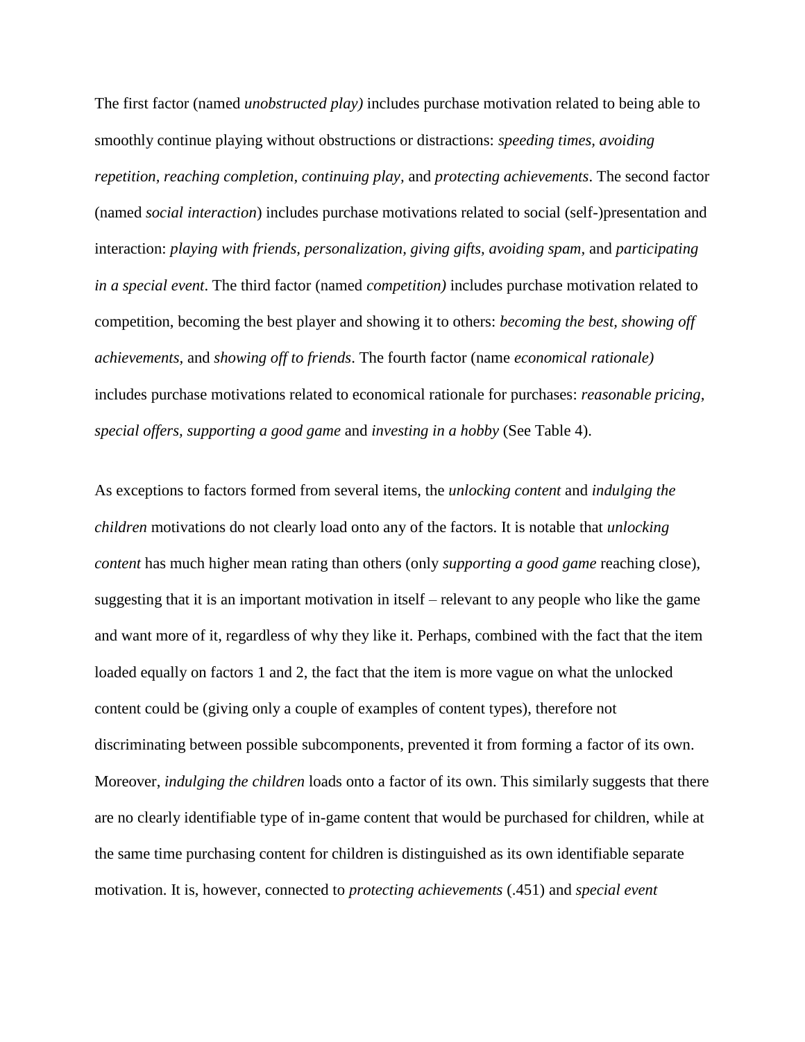The first factor (named *unobstructed play)* includes purchase motivation related to being able to smoothly continue playing without obstructions or distractions: *speeding times, avoiding repetition, reaching completion, continuing play,* and *protecting achievements*. The second factor (named *social interaction*) includes purchase motivations related to social (self-)presentation and interaction: *playing with friends, personalization, giving gifts, avoiding spam,* and *participating in a special event*. The third factor (named *competition)* includes purchase motivation related to competition, becoming the best player and showing it to others: *becoming the best, showing off achievements,* and *showing off to friends*. The fourth factor (name *economical rationale)* includes purchase motivations related to economical rationale for purchases: *reasonable pricing, special offers, supporting a good game* and *investing in a hobby* (See Table 4).

As exceptions to factors formed from several items, the *unlocking content* and *indulging the children* motivations do not clearly load onto any of the factors. It is notable that *unlocking content* has much higher mean rating than others (only *supporting a good game* reaching close), suggesting that it is an important motivation in itself – relevant to any people who like the game and want more of it, regardless of why they like it. Perhaps, combined with the fact that the item loaded equally on factors 1 and 2, the fact that the item is more vague on what the unlocked content could be (giving only a couple of examples of content types), therefore not discriminating between possible subcomponents, prevented it from forming a factor of its own. Moreover, *indulging the children* loads onto a factor of its own. This similarly suggests that there are no clearly identifiable type of in-game content that would be purchased for children, while at the same time purchasing content for children is distinguished as its own identifiable separate motivation. It is, however, connected to *protecting achievements* (.451) and *special event*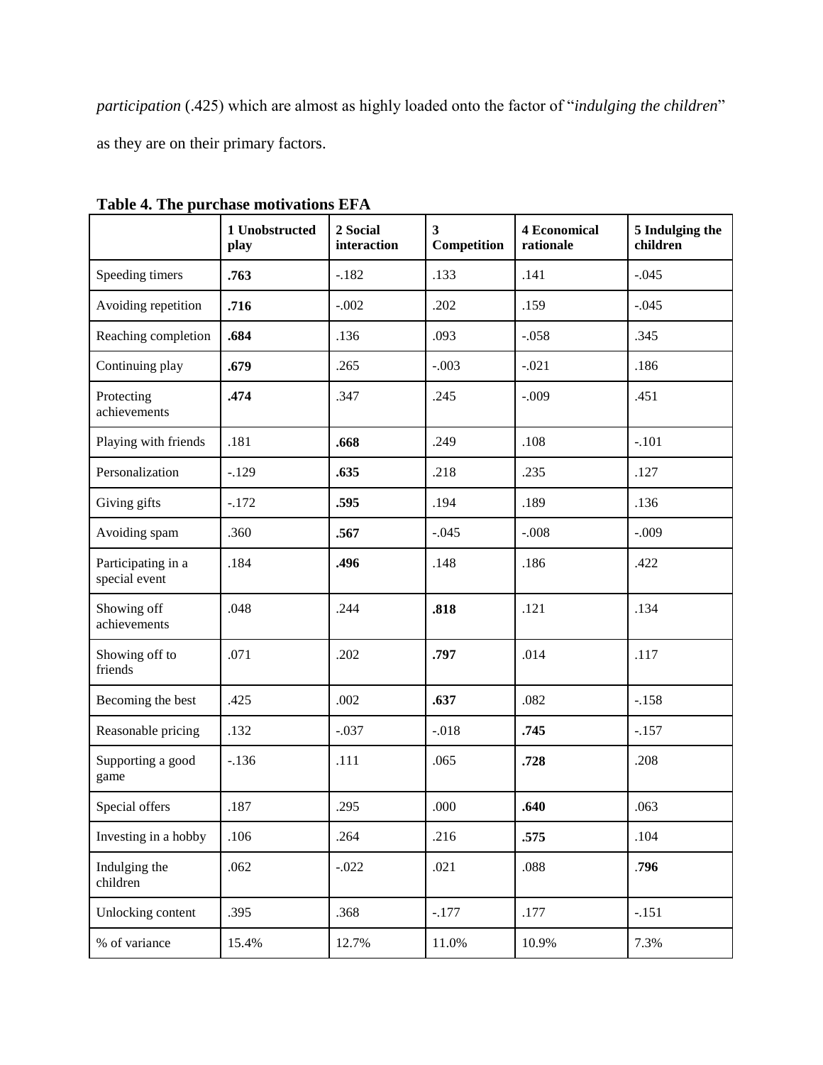*participation* (.425) which are almost as highly loaded onto the factor of "*indulging the children*" as they are on their primary factors.

**Table 4. The purchase motivations EFA**

| | 1 Unobstructed play | 2 Social interaction | 3 Competition | 4 Economical rationale | 5 Indulging the children |
|---|---|---|---|---|---|
| Speeding timers | **.763** | -.182 | .133 | .141 | -.045 |
| Avoiding repetition | **.716** | -.002 | .202 | .159 | -.045 |
| Reaching completion | **.684** | .136 | .093 | -.058 | .345 |
| Continuing play | **.679** | .265 | -.003 | -.021 | .186 |
| Protecting achievements | **.474** | .347 | .245 | -.009 | .451 |
| Playing with friends | .181 | **.668** | .249 | .108 | -.101 |
| Personalization | -.129 | **.635** | .218 | .235 | .127 |
| Giving gifts | -.172 | **.595** | .194 | .189 | .136 |
| Avoiding spam | .360 | **.567** | -.045 | -.008 | -.009 |
| Participating in a special event | .184 | **.496** | .148 | .186 | .422 |
| Showing off achievements | .048 | .244 | **.818** | .121 | .134 |
| Showing off to friends | .071 | .202 | **.797** | .014 | .117 |
| Becoming the best | .425 | .002 | **.637** | .082 | -.158 |
| Reasonable pricing | .132 | -.037 | -.018 | **.745** | -.157 |
| Supporting a good game | -.136 | .111 | .065 | **.728** | .208 |
| Special offers | .187 | .295 | .000 | **.640** | .063 |
| Investing in a hobby | .106 | .264 | .216 | **.575** | .104 |
| Indulging the children | .062 | -.022 | .021 | .088 | **.796** |
| Unlocking content | .395 | .368 | -.177 | .177 | -.151 |
| % of variance | 15.4% | 12.7% | 11.0% | 10.9% | 7.3% |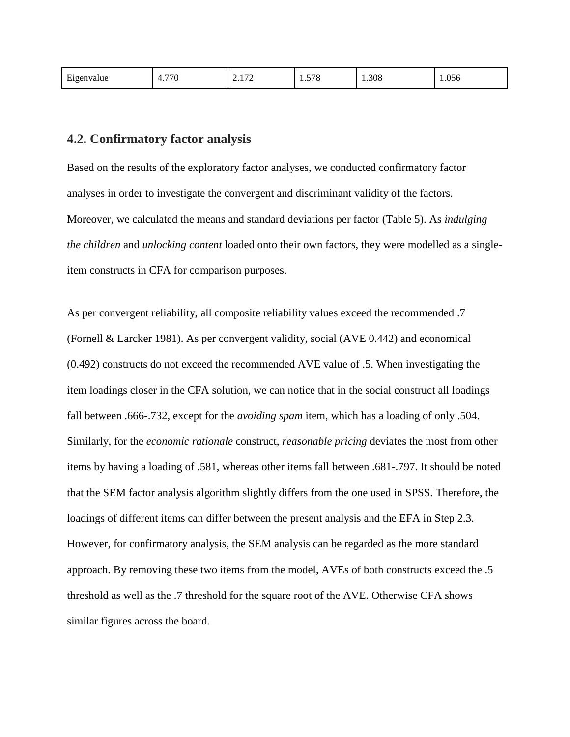| Eigenvalue | 4.770 | 2.172 | 1.578 | 1.308 | 1.056 |
|---|---|---|---|---|---|

## 4.2. Confirmatory factor analysis

Based on the results of the exploratory factor analyses, we conducted confirmatory factor analyses in order to investigate the convergent and discriminant validity of the factors. Moreover, we calculated the means and standard deviations per factor (Table 5). As *indulging the children* and *unlocking content* loaded onto their own factors, they were modelled as a single-item constructs in CFA for comparison purposes.

As per convergent reliability, all composite reliability values exceed the recommended .7 (Fornell & Larcker 1981). As per convergent validity, social (AVE 0.442) and economical (0.492) constructs do not exceed the recommended AVE value of .5. When investigating the item loadings closer in the CFA solution, we can notice that in the social construct all loadings fall between .666-.732, except for the *avoiding spam* item, which has a loading of only .504. Similarly, for the *economic rationale* construct, *reasonable pricing* deviates the most from other items by having a loading of .581, whereas other items fall between .681-.797. It should be noted that the SEM factor analysis algorithm slightly differs from the one used in SPSS. Therefore, the loadings of different items can differ between the present analysis and the EFA in Step 2.3. However, for confirmatory analysis, the SEM analysis can be regarded as the more standard approach. By removing these two items from the model, AVEs of both constructs exceed the .5 threshold as well as the .7 threshold for the square root of the AVE. Otherwise CFA shows similar figures across the board.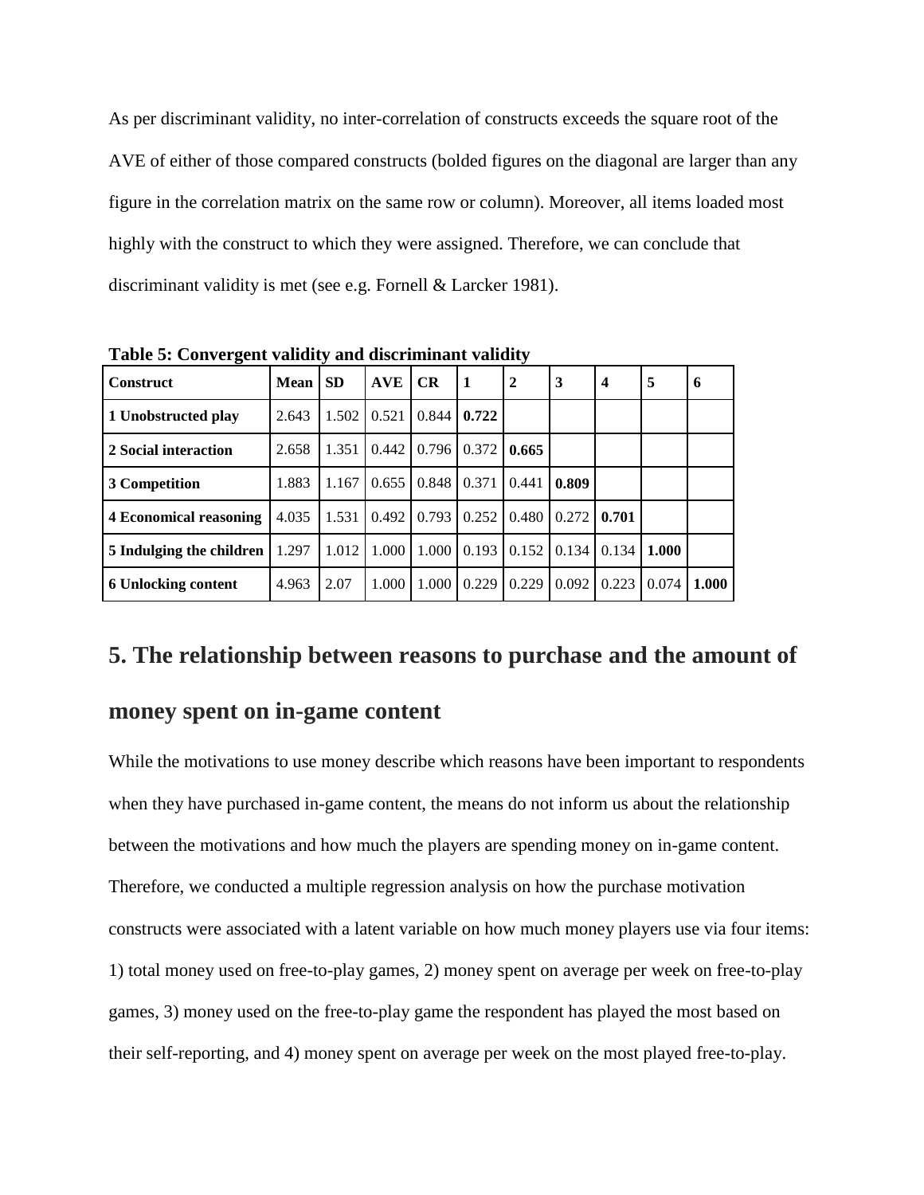As per discriminant validity, no inter-correlation of constructs exceeds the square root of the AVE of either of those compared constructs (bolded figures on the diagonal are larger than any figure in the correlation matrix on the same row or column). Moreover, all items loaded most highly with the construct to which they were assigned. Therefore, we can conclude that discriminant validity is met (see e.g. Fornell & Larcker 1981).

**Table 5: Convergent validity and discriminant validity**

| Construct | Mean | SD | AVE | CR | 1 | 2 | 3 | 4 | 5 | 6 |
|---|---|---|---|---|---|---|---|---|---|---|
| **1 Unobstructed play** | 2.643 | 1.502 | 0.521 | 0.844 | **0.722** | | | | | |
| **2 Social interaction** | 2.658 | 1.351 | 0.442 | 0.796 | 0.372 | **0.665** | | | | |
| **3 Competition** | 1.883 | 1.167 | 0.655 | 0.848 | 0.371 | 0.441 | **0.809** | | | |
| **4 Economical reasoning** | 4.035 | 1.531 | 0.492 | 0.793 | 0.252 | 0.480 | 0.272 | **0.701** | | |
| **5 Indulging the children** | 1.297 | 1.012 | 1.000 | 1.000 | 0.193 | 0.152 | 0.134 | 0.134 | **1.000** | |
| **6 Unlocking content** | 4.963 | 2.07 | 1.000 | 1.000 | 0.229 | 0.229 | 0.092 | 0.223 | 0.074 | **1.000** |

## 5. The relationship between reasons to purchase and the amount of money spent on in-game content

While the motivations to use money describe which reasons have been important to respondents when they have purchased in-game content, the means do not inform us about the relationship between the motivations and how much the players are spending money on in-game content. Therefore, we conducted a multiple regression analysis on how the purchase motivation constructs were associated with a latent variable on how much money players use via four items: 1) total money used on free-to-play games, 2) money spent on average per week on free-to-play games, 3) money used on the free-to-play game the respondent has played the most based on their self-reporting, and 4) money spent on average per week on the most played free-to-play.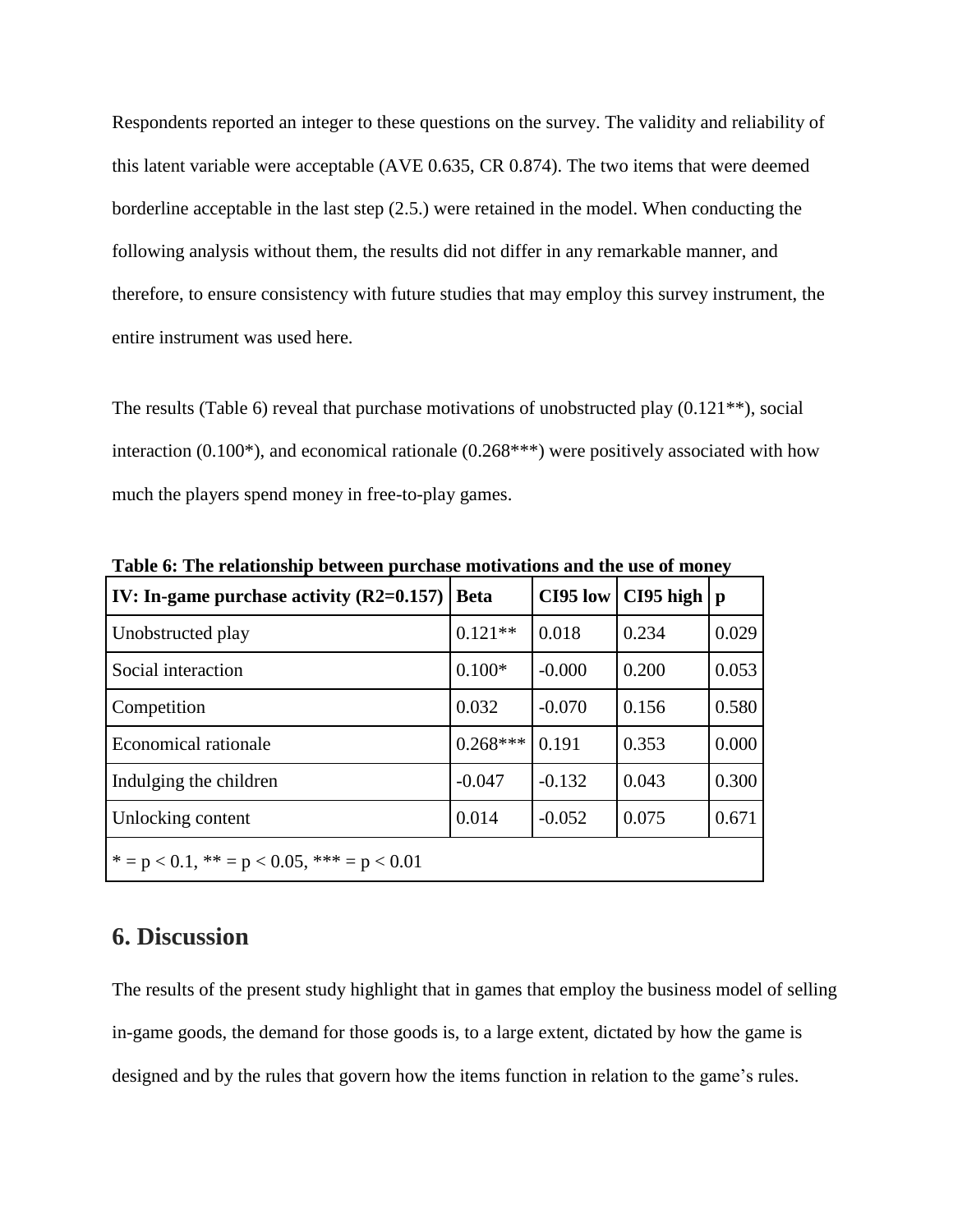Respondents reported an integer to these questions on the survey. The validity and reliability of this latent variable were acceptable (AVE 0.635, CR 0.874). The two items that were deemed borderline acceptable in the last step (2.5.) were retained in the model. When conducting the following analysis without them, the results did not differ in any remarkable manner, and therefore, to ensure consistency with future studies that may employ this survey instrument, the entire instrument was used here.

The results (Table 6) reveal that purchase motivations of unobstructed play (0.121**), social interaction (0.100*), and economical rationale (0.268***) were positively associated with how much the players spend money in free-to-play games.

**Table 6: The relationship between purchase motivations and the use of money**

| IV: In-game purchase activity ($R2=0.157$) | Beta | CI95 low | CI95 high | p |
|---|---|---|---|---|
| Unobstructed play | 0.121** | 0.018 | 0.234 | 0.029 |
| Social interaction | 0.100* | -0.000 | 0.200 | 0.053 |
| Competition | 0.032 | -0.070 | 0.156 | 0.580 |
| Economical rationale | 0.268*** | 0.191 | 0.353 | 0.000 |
| Indulging the children | -0.047 | -0.132 | 0.043 | 0.300 |
| Unlocking content | 0.014 | -0.052 | 0.075 | 0.671 |
| * = $p < 0.1$, ** = $p < 0.05$, *** = $p < 0.01$ | | | | |

## 6. Discussion

The results of the present study highlight that in games that employ the business model of selling in-game goods, the demand for those goods is, to a large extent, dictated by how the game is designed and by the rules that govern how the items function in relation to the game's rules.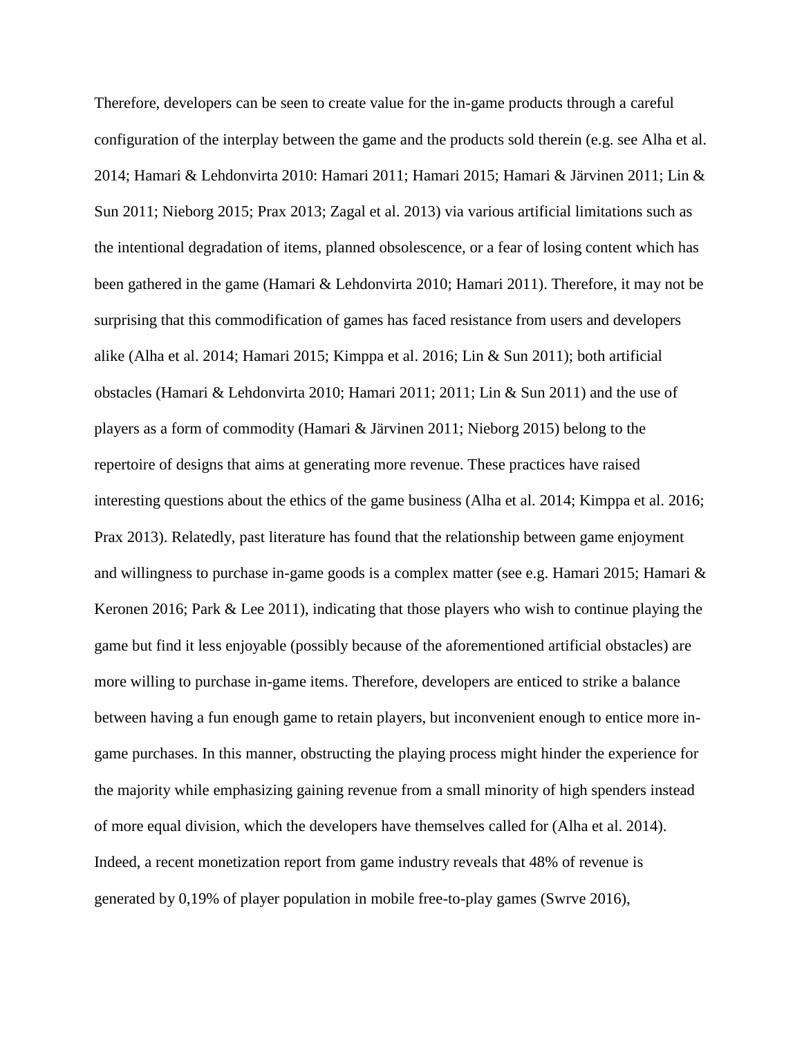Therefore, developers can be seen to create value for the in-game products through a careful configuration of the interplay between the game and the products sold therein (e.g. see Alha et al. 2014; Hamari & Lehdonvirta 2010: Hamari 2011; Hamari 2015; Hamari & Järvinen 2011; Lin & Sun 2011; Nieborg 2015; Prax 2013; Zagal et al. 2013) via various artificial limitations such as the intentional degradation of items, planned obsolescence, or a fear of losing content which has been gathered in the game (Hamari & Lehdonvirta 2010; Hamari 2011). Therefore, it may not be surprising that this commodification of games has faced resistance from users and developers alike (Alha et al. 2014; Hamari 2015; Kimppa et al. 2016; Lin & Sun 2011); both artificial obstacles (Hamari & Lehdonvirta 2010; Hamari 2011; 2011; Lin & Sun 2011) and the use of players as a form of commodity (Hamari & Järvinen 2011; Nieborg 2015) belong to the repertoire of designs that aims at generating more revenue. These practices have raised interesting questions about the ethics of the game business (Alha et al. 2014; Kimppa et al. 2016; Prax 2013). Relatedly, past literature has found that the relationship between game enjoyment and willingness to purchase in-game goods is a complex matter (see e.g. Hamari 2015; Hamari & Keronen 2016; Park & Lee 2011), indicating that those players who wish to continue playing the game but find it less enjoyable (possibly because of the aforementioned artificial obstacles) are more willing to purchase in-game items. Therefore, developers are enticed to strike a balance between having a fun enough game to retain players, but inconvenient enough to entice more in-game purchases. In this manner, obstructing the playing process might hinder the experience for the majority while emphasizing gaining revenue from a small minority of high spenders instead of more equal division, which the developers have themselves called for (Alha et al. 2014). Indeed, a recent monetization report from game industry reveals that 48% of revenue is generated by 0,19% of player population in mobile free-to-play games (Swrve 2016),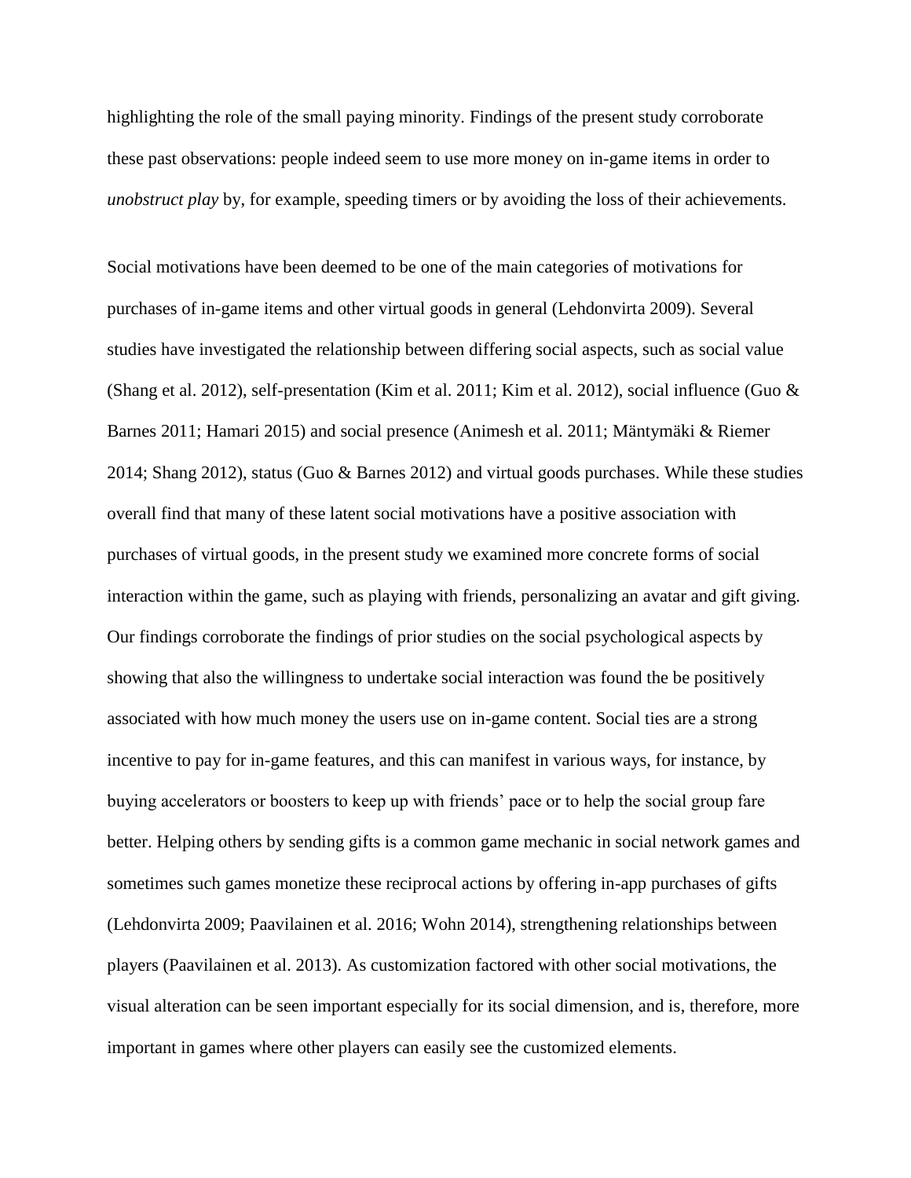highlighting the role of the small paying minority. Findings of the present study corroborate these past observations: people indeed seem to use more money on in-game items in order to *unobstruct play* by, for example, speeding timers or by avoiding the loss of their achievements.

Social motivations have been deemed to be one of the main categories of motivations for purchases of in-game items and other virtual goods in general (Lehdonvirta 2009). Several studies have investigated the relationship between differing social aspects, such as social value (Shang et al. 2012), self-presentation (Kim et al. 2011; Kim et al. 2012), social influence (Guo & Barnes 2011; Hamari 2015) and social presence (Animesh et al. 2011; Mäntymäki & Riemer 2014; Shang 2012), status (Guo & Barnes 2012) and virtual goods purchases. While these studies overall find that many of these latent social motivations have a positive association with purchases of virtual goods, in the present study we examined more concrete forms of social interaction within the game, such as playing with friends, personalizing an avatar and gift giving. Our findings corroborate the findings of prior studies on the social psychological aspects by showing that also the willingness to undertake social interaction was found the be positively associated with how much money the users use on in-game content. Social ties are a strong incentive to pay for in-game features, and this can manifest in various ways, for instance, by buying accelerators or boosters to keep up with friends' pace or to help the social group fare better. Helping others by sending gifts is a common game mechanic in social network games and sometimes such games monetize these reciprocal actions by offering in-app purchases of gifts (Lehdonvirta 2009; Paavilainen et al. 2016; Wohn 2014), strengthening relationships between players (Paavilainen et al. 2013). As customization factored with other social motivations, the visual alteration can be seen important especially for its social dimension, and is, therefore, more important in games where other players can easily see the customized elements.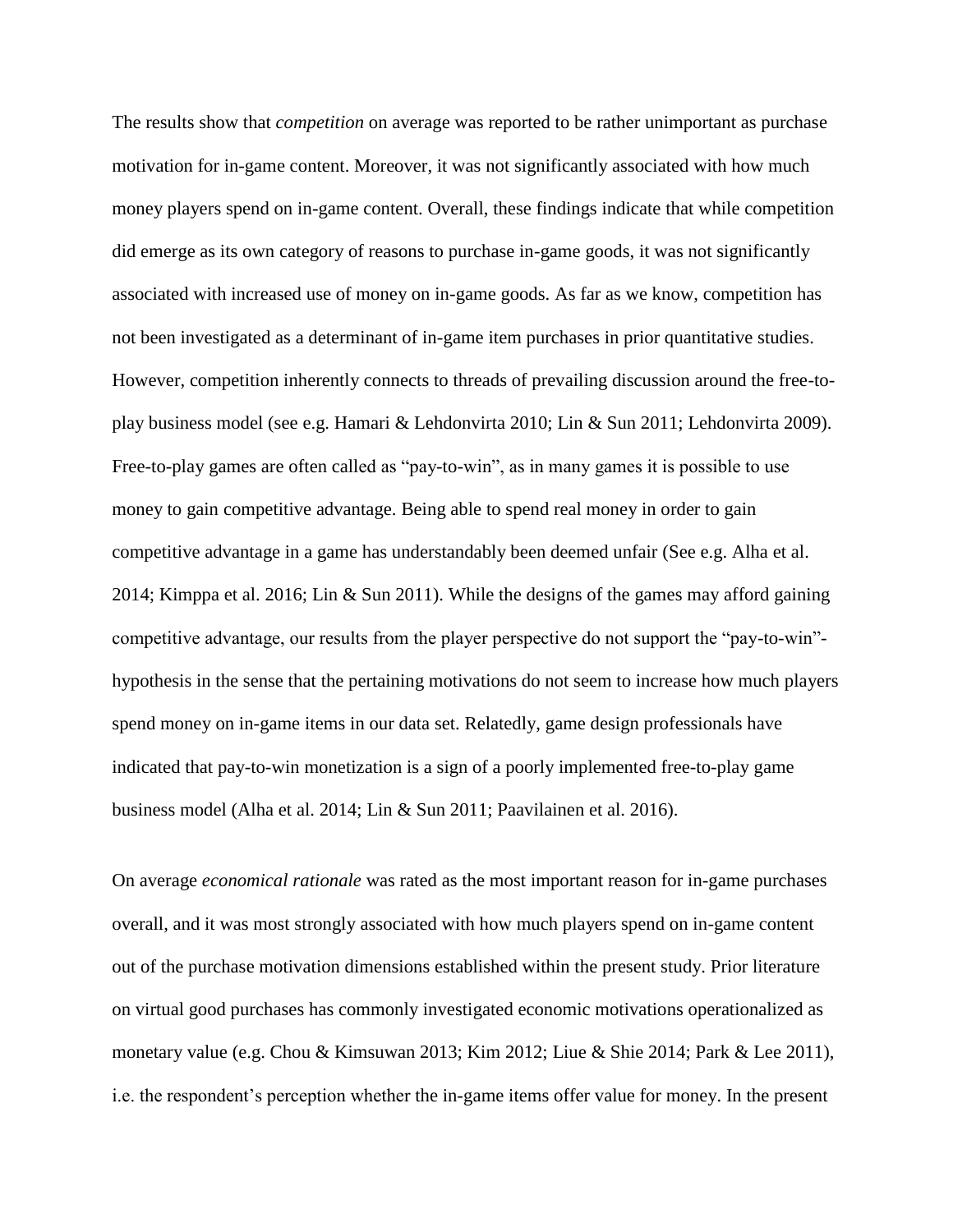The results show that *competition* on average was reported to be rather unimportant as purchase motivation for in-game content. Moreover, it was not significantly associated with how much money players spend on in-game content. Overall, these findings indicate that while competition did emerge as its own category of reasons to purchase in-game goods, it was not significantly associated with increased use of money on in-game goods. As far as we know, competition has not been investigated as a determinant of in-game item purchases in prior quantitative studies. However, competition inherently connects to threads of prevailing discussion around the free-to-play business model (see e.g. Hamari & Lehdonvirta 2010; Lin & Sun 2011; Lehdonvirta 2009). Free-to-play games are often called as "pay-to-win", as in many games it is possible to use money to gain competitive advantage. Being able to spend real money in order to gain competitive advantage in a game has understandably been deemed unfair (See e.g. Alha et al. 2014; Kimppa et al. 2016; Lin & Sun 2011). While the designs of the games may afford gaining competitive advantage, our results from the player perspective do not support the "pay-to-win"-hypothesis in the sense that the pertaining motivations do not seem to increase how much players spend money on in-game items in our data set. Relatedly, game design professionals have indicated that pay-to-win monetization is a sign of a poorly implemented free-to-play game business model (Alha et al. 2014; Lin & Sun 2011; Paavilainen et al. 2016).

On average *economical rationale* was rated as the most important reason for in-game purchases overall, and it was most strongly associated with how much players spend on in-game content out of the purchase motivation dimensions established within the present study. Prior literature on virtual good purchases has commonly investigated economic motivations operationalized as monetary value (e.g. Chou & Kimsuwan 2013; Kim 2012; Liue & Shie 2014; Park & Lee 2011), i.e. the respondent's perception whether the in-game items offer value for money. In the present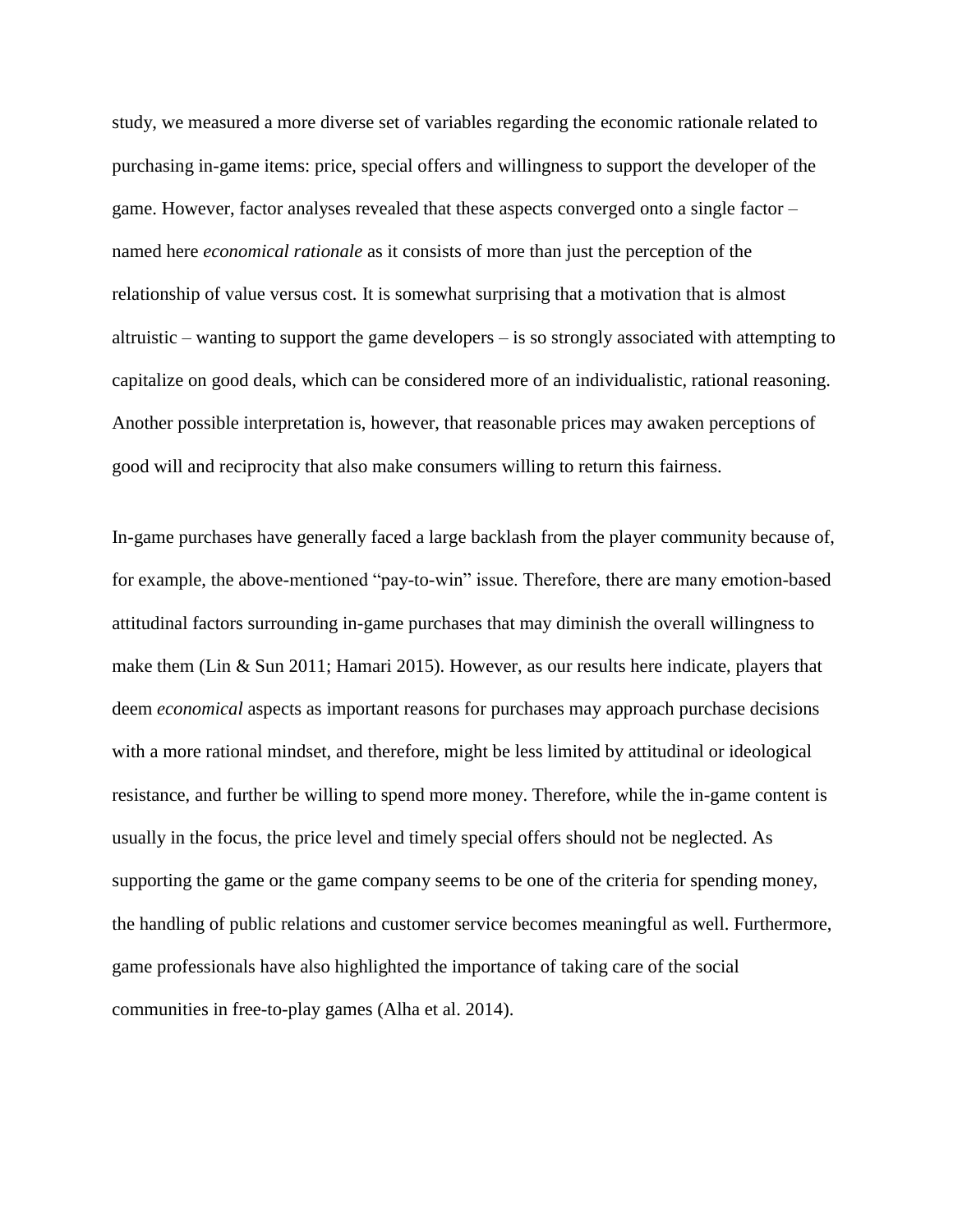study, we measured a more diverse set of variables regarding the economic rationale related to purchasing in-game items: price, special offers and willingness to support the developer of the game. However, factor analyses revealed that these aspects converged onto a single factor – named here *economical rationale* as it consists of more than just the perception of the relationship of value versus cost. It is somewhat surprising that a motivation that is almost altruistic – wanting to support the game developers – is so strongly associated with attempting to capitalize on good deals, which can be considered more of an individualistic, rational reasoning. Another possible interpretation is, however, that reasonable prices may awaken perceptions of good will and reciprocity that also make consumers willing to return this fairness.

In-game purchases have generally faced a large backlash from the player community because of, for example, the above-mentioned "pay-to-win" issue. Therefore, there are many emotion-based attitudinal factors surrounding in-game purchases that may diminish the overall willingness to make them (Lin & Sun 2011; Hamari 2015). However, as our results here indicate, players that deem *economical* aspects as important reasons for purchases may approach purchase decisions with a more rational mindset, and therefore, might be less limited by attitudinal or ideological resistance, and further be willing to spend more money. Therefore, while the in-game content is usually in the focus, the price level and timely special offers should not be neglected. As supporting the game or the game company seems to be one of the criteria for spending money, the handling of public relations and customer service becomes meaningful as well. Furthermore, game professionals have also highlighted the importance of taking care of the social communities in free-to-play games (Alha et al. 2014).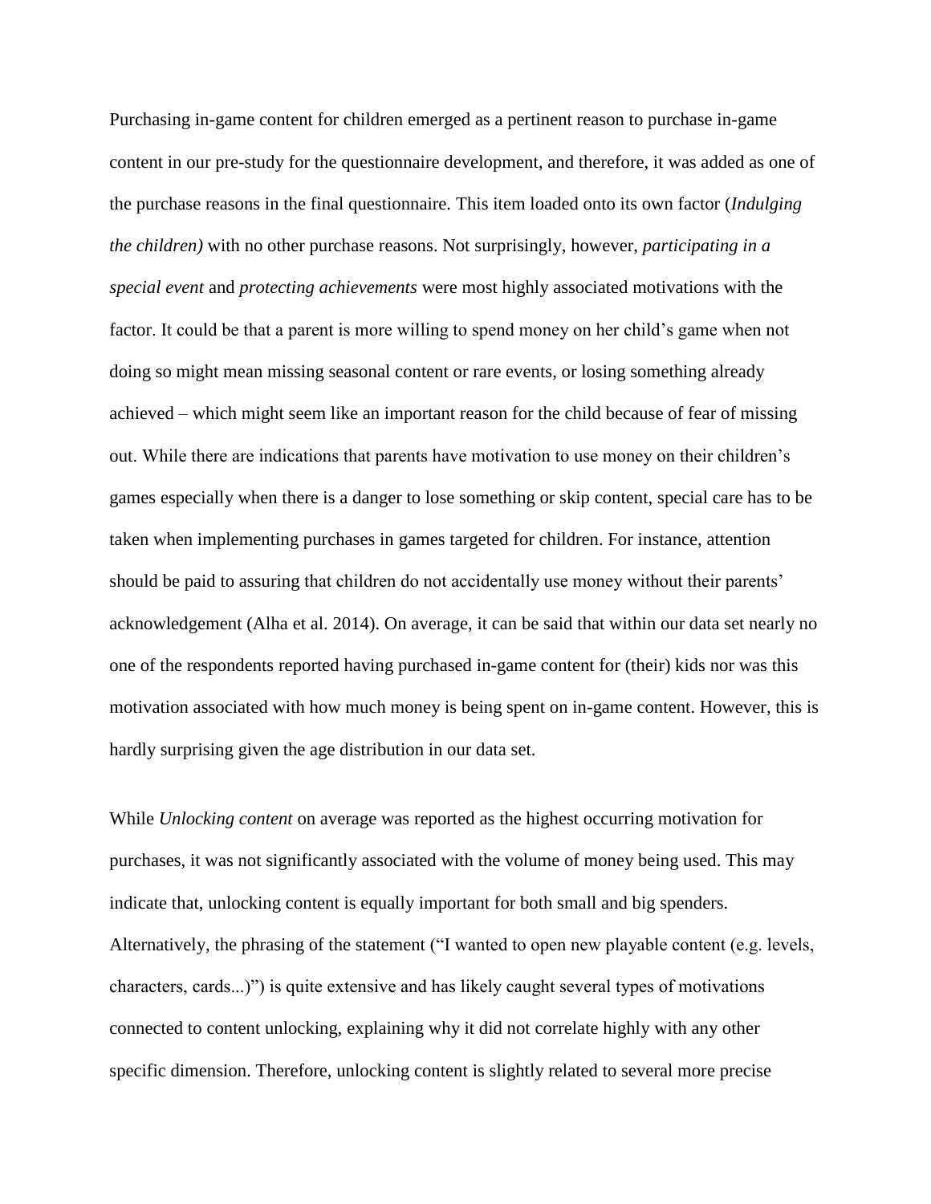Purchasing in-game content for children emerged as a pertinent reason to purchase in-game content in our pre-study for the questionnaire development, and therefore, it was added as one of the purchase reasons in the final questionnaire. This item loaded onto its own factor (*Indulging the children)* with no other purchase reasons. Not surprisingly, however, *participating in a special event* and *protecting achievements* were most highly associated motivations with the factor. It could be that a parent is more willing to spend money on her child's game when not doing so might mean missing seasonal content or rare events, or losing something already achieved – which might seem like an important reason for the child because of fear of missing out. While there are indications that parents have motivation to use money on their children's games especially when there is a danger to lose something or skip content, special care has to be taken when implementing purchases in games targeted for children. For instance, attention should be paid to assuring that children do not accidentally use money without their parents' acknowledgement (Alha et al. 2014). On average, it can be said that within our data set nearly no one of the respondents reported having purchased in-game content for (their) kids nor was this motivation associated with how much money is being spent on in-game content. However, this is hardly surprising given the age distribution in our data set.

While *Unlocking content* on average was reported as the highest occurring motivation for purchases, it was not significantly associated with the volume of money being used. This may indicate that, unlocking content is equally important for both small and big spenders. Alternatively, the phrasing of the statement ("I wanted to open new playable content (e.g. levels, characters, cards...)") is quite extensive and has likely caught several types of motivations connected to content unlocking, explaining why it did not correlate highly with any other specific dimension. Therefore, unlocking content is slightly related to several more precise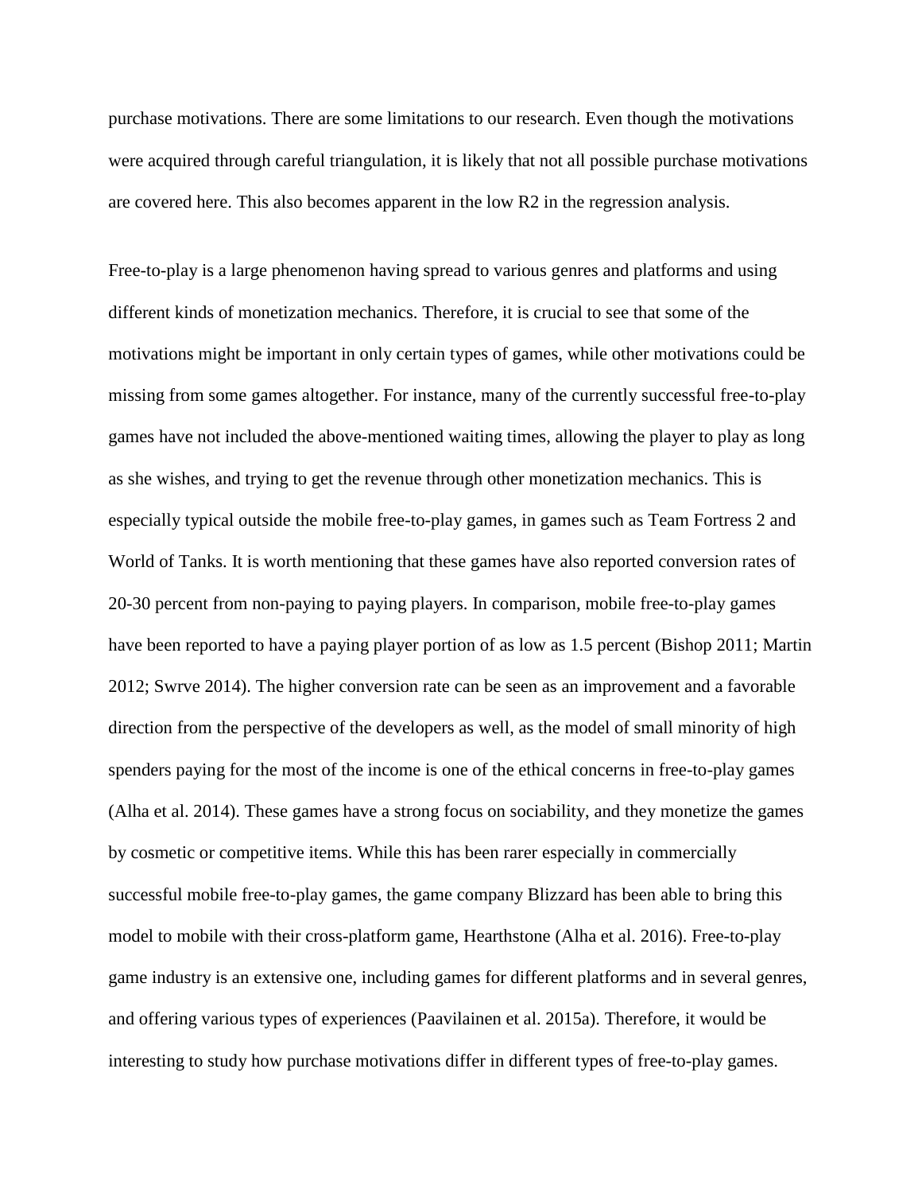purchase motivations. There are some limitations to our research. Even though the motivations were acquired through careful triangulation, it is likely that not all possible purchase motivations are covered here. This also becomes apparent in the low $R^2$ in the regression analysis.

Free-to-play is a large phenomenon having spread to various genres and platforms and using different kinds of monetization mechanics. Therefore, it is crucial to see that some of the motivations might be important in only certain types of games, while other motivations could be missing from some games altogether. For instance, many of the currently successful free-to-play games have not included the above-mentioned waiting times, allowing the player to play as long as she wishes, and trying to get the revenue through other monetization mechanics. This is especially typical outside the mobile free-to-play games, in games such as Team Fortress 2 and World of Tanks. It is worth mentioning that these games have also reported conversion rates of 20-30 percent from non-paying to paying players. In comparison, mobile free-to-play games have been reported to have a paying player portion of as low as 1.5 percent (Bishop 2011; Martin 2012; Swrve 2014). The higher conversion rate can be seen as an improvement and a favorable direction from the perspective of the developers as well, as the model of small minority of high spenders paying for the most of the income is one of the ethical concerns in free-to-play games (Alha et al. 2014). These games have a strong focus on sociability, and they monetize the games by cosmetic or competitive items. While this has been rarer especially in commercially successful mobile free-to-play games, the game company Blizzard has been able to bring this model to mobile with their cross-platform game, Hearthstone (Alha et al. 2016). Free-to-play game industry is an extensive one, including games for different platforms and in several genres, and offering various types of experiences (Paavilainen et al. 2015a). Therefore, it would be interesting to study how purchase motivations differ in different types of free-to-play games.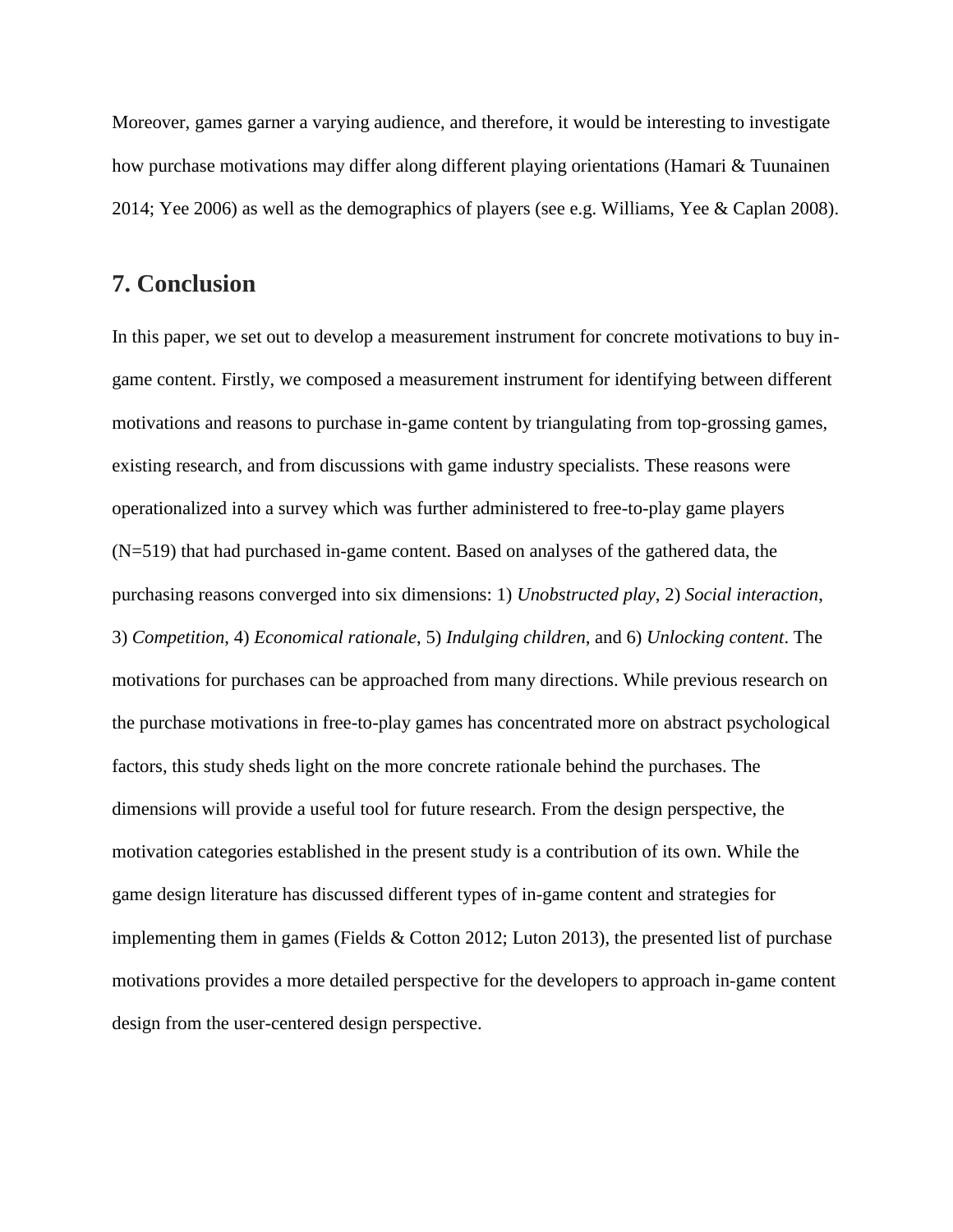Moreover, games garner a varying audience, and therefore, it would be interesting to investigate how purchase motivations may differ along different playing orientations (Hamari & Tuunainen 2014; Yee 2006) as well as the demographics of players (see e.g. Williams, Yee & Caplan 2008).

## 7. Conclusion

In this paper, we set out to develop a measurement instrument for concrete motivations to buy in-game content. Firstly, we composed a measurement instrument for identifying between different motivations and reasons to purchase in-game content by triangulating from top-grossing games, existing research, and from discussions with game industry specialists. These reasons were operationalized into a survey which was further administered to free-to-play game players (N=519) that had purchased in-game content. Based on analyses of the gathered data, the purchasing reasons converged into six dimensions: 1) *Unobstructed play*, 2) *Social interaction*, 3) *Competition*, 4) *Economical rationale*, 5) *Indulging children*, and 6) *Unlocking content*. The motivations for purchases can be approached from many directions. While previous research on the purchase motivations in free-to-play games has concentrated more on abstract psychological factors, this study sheds light on the more concrete rationale behind the purchases. The dimensions will provide a useful tool for future research. From the design perspective, the motivation categories established in the present study is a contribution of its own. While the game design literature has discussed different types of in-game content and strategies for implementing them in games (Fields & Cotton 2012; Luton 2013), the presented list of purchase motivations provides a more detailed perspective for the developers to approach in-game content design from the user-centered design perspective.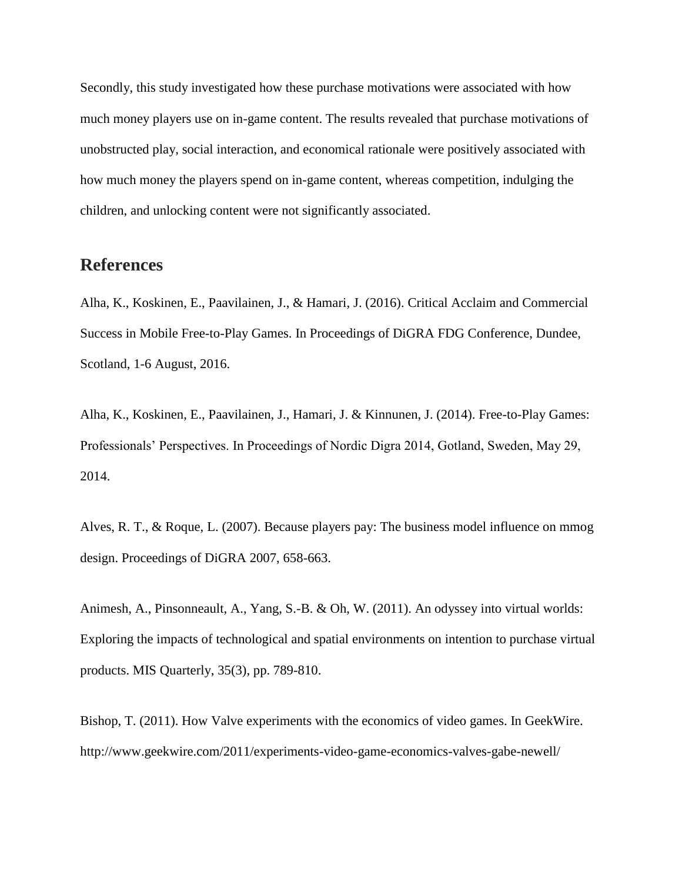Secondly, this study investigated how these purchase motivations were associated with how much money players use on in-game content. The results revealed that purchase motivations of unobstructed play, social interaction, and economical rationale were positively associated with how much money the players spend on in-game content, whereas competition, indulging the children, and unlocking content were not significantly associated.

## References

Alha, K., Koskinen, E., Paavilainen, J., & Hamari, J. (2016). Critical Acclaim and Commercial Success in Mobile Free-to-Play Games. In Proceedings of DiGRA FDG Conference, Dundee, Scotland, 1-6 August, 2016.

Alha, K., Koskinen, E., Paavilainen, J., Hamari, J. & Kinnunen, J. (2014). Free-to-Play Games: Professionals' Perspectives. In Proceedings of Nordic Digra 2014, Gotland, Sweden, May 29, 2014.

Alves, R. T., & Roque, L. (2007). Because players pay: The business model influence on mmog design. Proceedings of DiGRA 2007, 658-663.

Animesh, A., Pinsonneault, A., Yang, S.-B. & Oh, W. (2011). An odyssey into virtual worlds: Exploring the impacts of technological and spatial environments on intention to purchase virtual products. MIS Quarterly, 35(3), pp. 789-810.

Bishop, T. (2011). How Valve experiments with the economics of video games. In GeekWire. http://www.geekwire.com/2011/experiments-video-game-economics-valves-gabe-newell/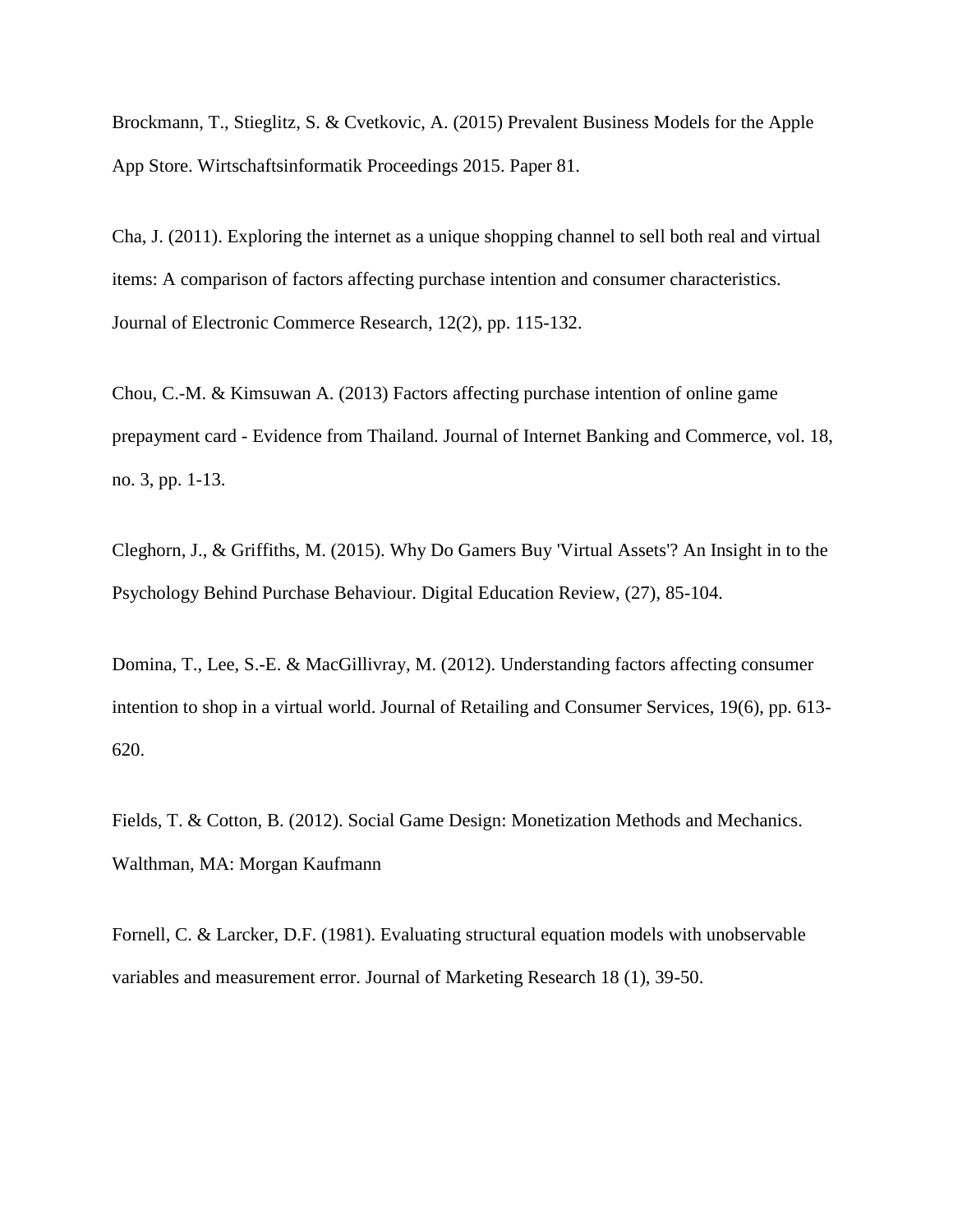Brockmann, T., Stieglitz, S. & Cvetkovic, A. (2015) Prevalent Business Models for the Apple App Store. Wirtschaftsinformatik Proceedings 2015. Paper 81.

Cha, J. (2011). Exploring the internet as a unique shopping channel to sell both real and virtual items: A comparison of factors affecting purchase intention and consumer characteristics. Journal of Electronic Commerce Research, 12(2), pp. 115-132.

Chou, C.-M. & Kimsuwan A. (2013) Factors affecting purchase intention of online game prepayment card - Evidence from Thailand. Journal of Internet Banking and Commerce, vol. 18, no. 3, pp. 1-13.

Cleghorn, J., & Griffiths, M. (2015). Why Do Gamers Buy 'Virtual Assets'? An Insight in to the Psychology Behind Purchase Behaviour. Digital Education Review, (27), 85-104.

Domina, T., Lee, S.-E. & MacGillivray, M. (2012). Understanding factors affecting consumer intention to shop in a virtual world. Journal of Retailing and Consumer Services, 19(6), pp. 613-620.

Fields, T. & Cotton, B. (2012). Social Game Design: Monetization Methods and Mechanics. Walthman, MA: Morgan Kaufmann

Fornell, C. & Larcker, D.F. (1981). Evaluating structural equation models with unobservable variables and measurement error. Journal of Marketing Research 18 (1), 39-50.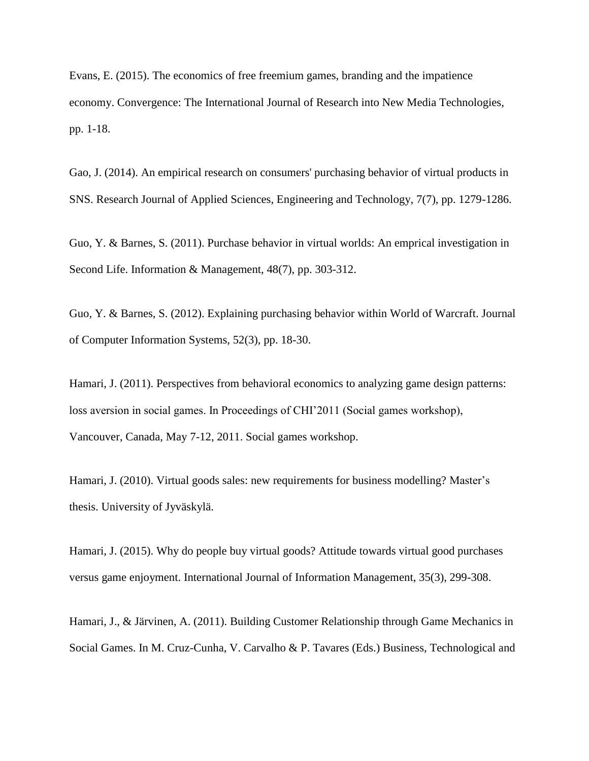Evans, E. (2015). The economics of free freemium games, branding and the impatience economy. Convergence: The International Journal of Research into New Media Technologies, pp. 1-18.

Gao, J. (2014). An empirical research on consumers' purchasing behavior of virtual products in SNS. Research Journal of Applied Sciences, Engineering and Technology, 7(7), pp. 1279-1286.

Guo, Y. & Barnes, S. (2011). Purchase behavior in virtual worlds: An emprical investigation in Second Life. Information & Management, 48(7), pp. 303-312.

Guo, Y. & Barnes, S. (2012). Explaining purchasing behavior within World of Warcraft. Journal of Computer Information Systems, 52(3), pp. 18-30.

Hamari, J. (2011). Perspectives from behavioral economics to analyzing game design patterns: loss aversion in social games. In Proceedings of CHI'2011 (Social games workshop), Vancouver, Canada, May 7-12, 2011. Social games workshop.

Hamari, J. (2010). Virtual goods sales: new requirements for business modelling? Master's thesis. University of Jyväskylä.

Hamari, J. (2015). Why do people buy virtual goods? Attitude towards virtual good purchases versus game enjoyment. International Journal of Information Management, 35(3), 299-308.

Hamari, J., & Järvinen, A. (2011). Building Customer Relationship through Game Mechanics in Social Games. In M. Cruz-Cunha, V. Carvalho & P. Tavares (Eds.) Business, Technological and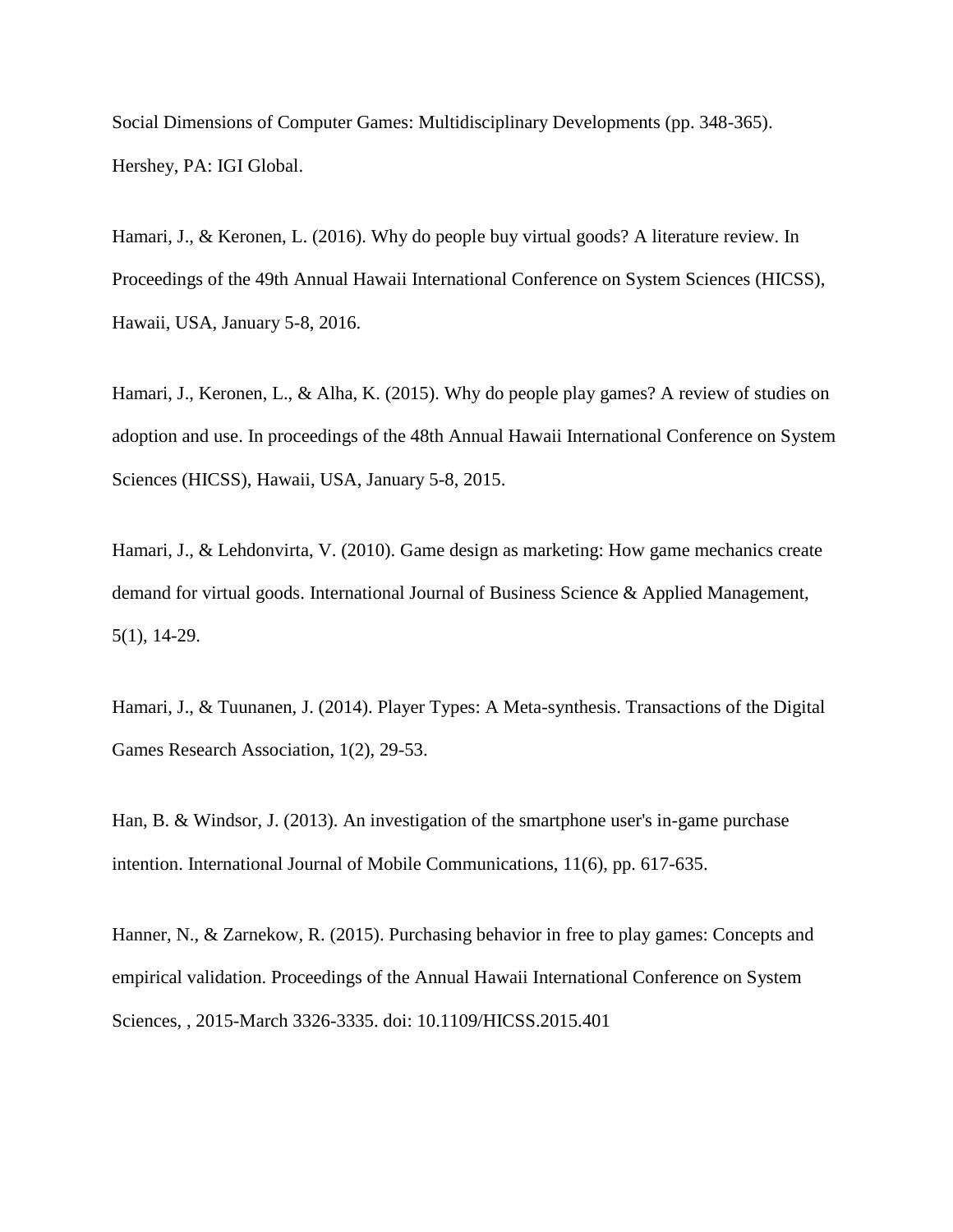Social Dimensions of Computer Games: Multidisciplinary Developments (pp. 348-365). Hershey, PA: IGI Global.

Hamari, J., & Keronen, L. (2016). Why do people buy virtual goods? A literature review. In Proceedings of the 49th Annual Hawaii International Conference on System Sciences (HICSS), Hawaii, USA, January 5-8, 2016.

Hamari, J., Keronen, L., & Alha, K. (2015). Why do people play games? A review of studies on adoption and use. In proceedings of the 48th Annual Hawaii International Conference on System Sciences (HICSS), Hawaii, USA, January 5-8, 2015.

Hamari, J., & Lehdonvirta, V. (2010). Game design as marketing: How game mechanics create demand for virtual goods. International Journal of Business Science & Applied Management, 5(1), 14-29.

Hamari, J., & Tuunanen, J. (2014). Player Types: A Meta-synthesis. Transactions of the Digital Games Research Association, 1(2), 29-53.

Han, B. & Windsor, J. (2013). An investigation of the smartphone user's in-game purchase intention. International Journal of Mobile Communications, 11(6), pp. 617-635.

Hanner, N., & Zarnekow, R. (2015). Purchasing behavior in free to play games: Concepts and empirical validation. Proceedings of the Annual Hawaii International Conference on System Sciences, , 2015-March 3326-3335. doi: 10.1109/HICSS.2015.401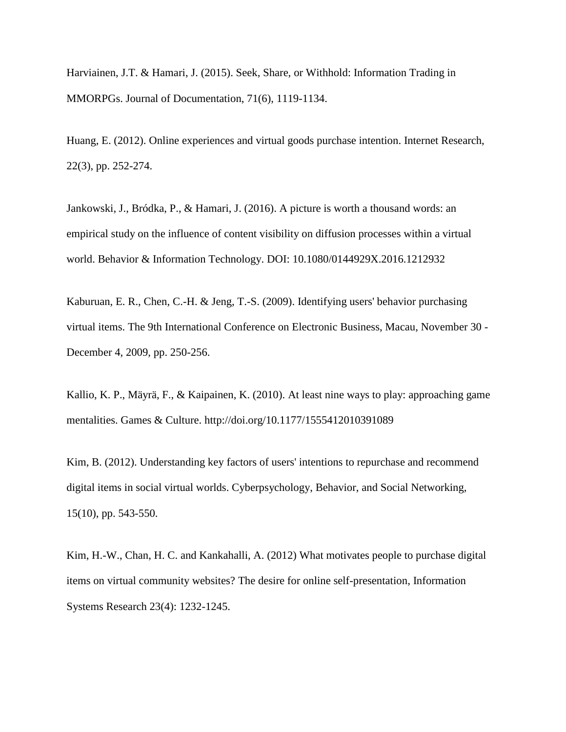Harviainen, J.T. & Hamari, J. (2015). Seek, Share, or Withhold: Information Trading in MMORPGs. Journal of Documentation, 71(6), 1119-1134.

Huang, E. (2012). Online experiences and virtual goods purchase intention. Internet Research, 22(3), pp. 252-274.

Jankowski, J., Bródka, P., & Hamari, J. (2016). A picture is worth a thousand words: an empirical study on the influence of content visibility on diffusion processes within a virtual world. Behavior & Information Technology. DOI: 10.1080/0144929X.2016.1212932

Kaburuan, E. R., Chen, C.-H. & Jeng, T.-S. (2009). Identifying users' behavior purchasing virtual items. The 9th International Conference on Electronic Business, Macau, November 30 - December 4, 2009, pp. 250-256.

Kallio, K. P., Mäyrä, F., & Kaipainen, K. (2010). At least nine ways to play: approaching game mentalities. Games & Culture. http://doi.org/10.1177/1555412010391089

Kim, B. (2012). Understanding key factors of users' intentions to repurchase and recommend digital items in social virtual worlds. Cyberpsychology, Behavior, and Social Networking, 15(10), pp. 543-550.

Kim, H.-W., Chan, H. C. and Kankahalli, A. (2012) What motivates people to purchase digital items on virtual community websites? The desire for online self-presentation, Information Systems Research 23(4): 1232-1245.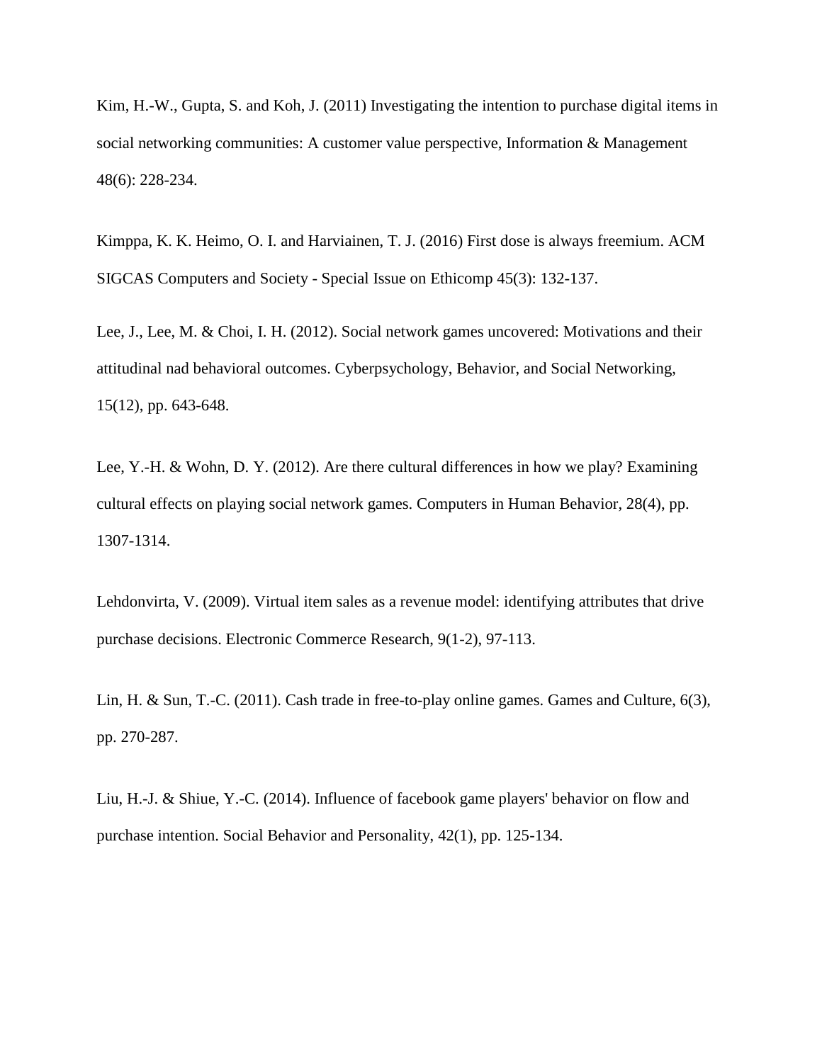Kim, H.-W., Gupta, S. and Koh, J. (2011) Investigating the intention to purchase digital items in social networking communities: A customer value perspective, Information & Management 48(6): 228-234.

Kimppa, K. K. Heimo, O. I. and Harviainen, T. J. (2016) First dose is always freemium. ACM SIGCAS Computers and Society - Special Issue on Ethicomp 45(3): 132-137.

Lee, J., Lee, M. & Choi, I. H. (2012). Social network games uncovered: Motivations and their attitudinal nad behavioral outcomes. Cyberpsychology, Behavior, and Social Networking, 15(12), pp. 643-648.

Lee, Y.-H. & Wohn, D. Y. (2012). Are there cultural differences in how we play? Examining cultural effects on playing social network games. Computers in Human Behavior, 28(4), pp. 1307-1314.

Lehdonvirta, V. (2009). Virtual item sales as a revenue model: identifying attributes that drive purchase decisions. Electronic Commerce Research, 9(1-2), 97-113.

Lin, H. & Sun, T.-C. (2011). Cash trade in free-to-play online games. Games and Culture, 6(3), pp. 270-287.

Liu, H.-J. & Shiue, Y.-C. (2014). Influence of facebook game players' behavior on flow and purchase intention. Social Behavior and Personality, 42(1), pp. 125-134.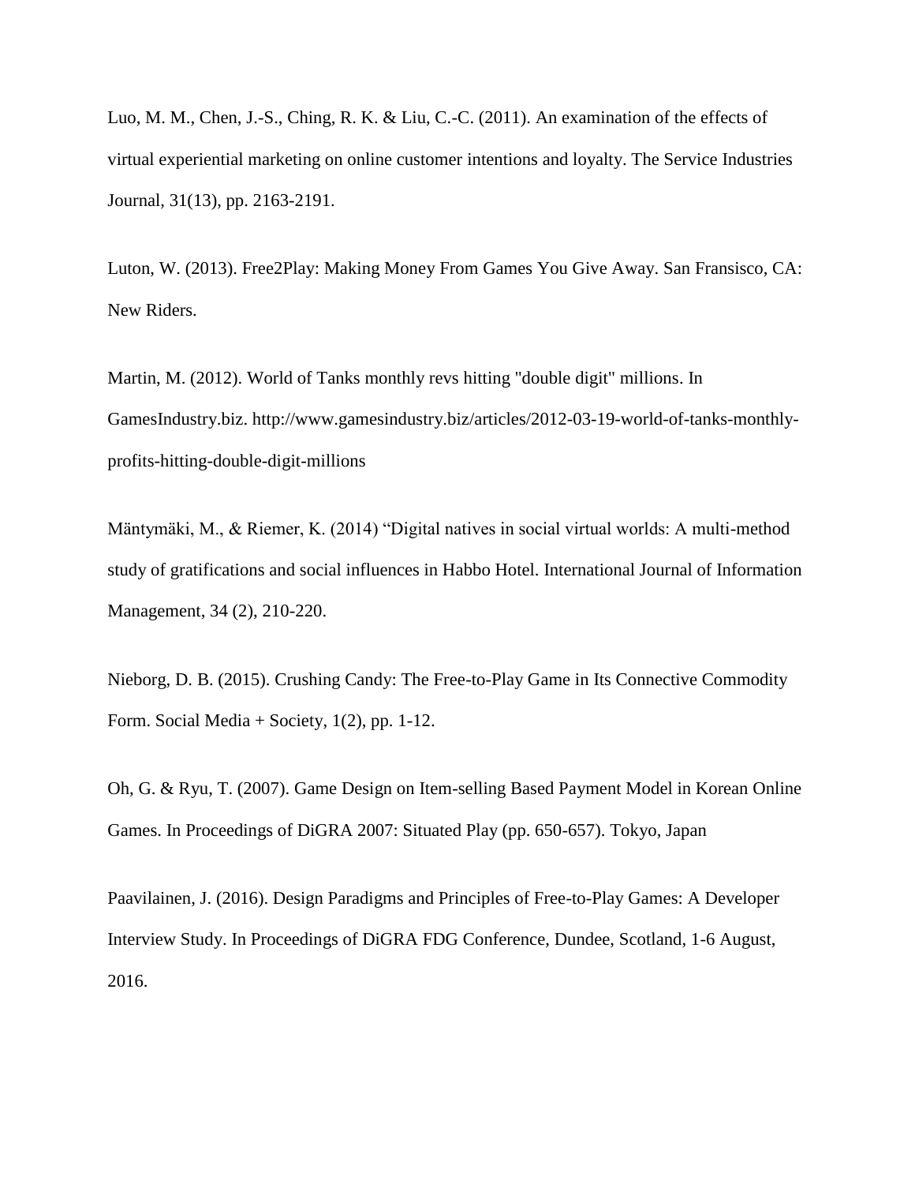Luo, M. M., Chen, J.-S., Ching, R. K. & Liu, C.-C. (2011). An examination of the effects of virtual experiential marketing on online customer intentions and loyalty. The Service Industries Journal, 31(13), pp. 2163-2191.

Luton, W. (2013). Free2Play: Making Money From Games You Give Away. San Fransisco, CA: New Riders.

Martin, M. (2012). World of Tanks monthly revs hitting "double digit" millions. In GamesIndustry.biz. http://www.gamesindustry.biz/articles/2012-03-19-world-of-tanks-monthly-profits-hitting-double-digit-millions

Mäntymäki, M., & Riemer, K. (2014) “Digital natives in social virtual worlds: A multi-method study of gratifications and social influences in Habbo Hotel. International Journal of Information Management, 34 (2), 210-220.

Nieborg, D. B. (2015). Crushing Candy: The Free-to-Play Game in Its Connective Commodity Form. Social Media + Society, 1(2), pp. 1-12.

Oh, G. & Ryu, T. (2007). Game Design on Item-selling Based Payment Model in Korean Online Games. In Proceedings of DiGRA 2007: Situated Play (pp. 650-657). Tokyo, Japan

Paavilainen, J. (2016). Design Paradigms and Principles of Free-to-Play Games: A Developer Interview Study. In Proceedings of DiGRA FDG Conference, Dundee, Scotland, 1-6 August, 2016.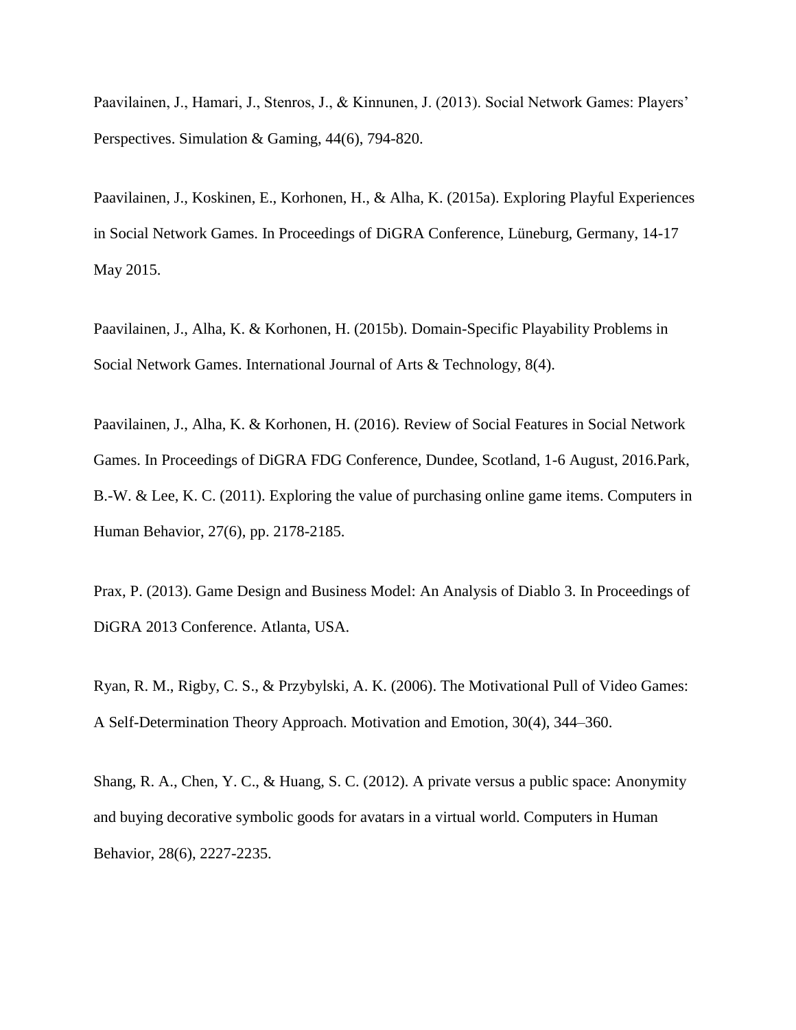Paavilainen, J., Hamari, J., Stenros, J., & Kinnunen, J. (2013). Social Network Games: Players' Perspectives. Simulation & Gaming, 44(6), 794-820.

Paavilainen, J., Koskinen, E., Korhonen, H., & Alha, K. (2015a). Exploring Playful Experiences in Social Network Games. In Proceedings of DiGRA Conference, Lüneburg, Germany, 14-17 May 2015.

Paavilainen, J., Alha, K. & Korhonen, H. (2015b). Domain-Specific Playability Problems in Social Network Games. International Journal of Arts & Technology, 8(4).

Paavilainen, J., Alha, K. & Korhonen, H. (2016). Review of Social Features in Social Network Games. In Proceedings of DiGRA FDG Conference, Dundee, Scotland, 1-6 August, 2016.Park, B.-W. & Lee, K. C. (2011). Exploring the value of purchasing online game items. Computers in Human Behavior, 27(6), pp. 2178-2185.

Prax, P. (2013). Game Design and Business Model: An Analysis of Diablo 3. In Proceedings of DiGRA 2013 Conference. Atlanta, USA.

Ryan, R. M., Rigby, C. S., & Przybylski, A. K. (2006). The Motivational Pull of Video Games: A Self-Determination Theory Approach. Motivation and Emotion, 30(4), 344–360.

Shang, R. A., Chen, Y. C., & Huang, S. C. (2012). A private versus a public space: Anonymity and buying decorative symbolic goods for avatars in a virtual world. Computers in Human Behavior, 28(6), 2227-2235.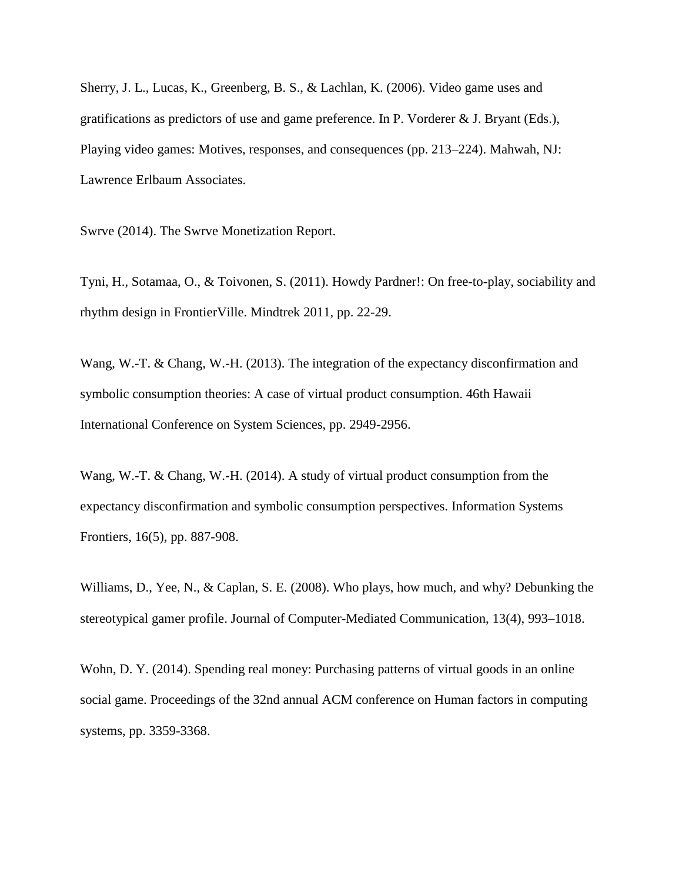Sherry, J. L., Lucas, K., Greenberg, B. S., & Lachlan, K. (2006). Video game uses and gratifications as predictors of use and game preference. In P. Vorderer & J. Bryant (Eds.), Playing video games: Motives, responses, and consequences (pp. 213–224). Mahwah, NJ: Lawrence Erlbaum Associates.

Swrve (2014). The Swrve Monetization Report.

Tyni, H., Sotamaa, O., & Toivonen, S. (2011). Howdy Pardner!: On free-to-play, sociability and rhythm design in FrontierVille. Mindtrek 2011, pp. 22-29.

Wang, W.-T. & Chang, W.-H. (2013). The integration of the expectancy disconfirmation and symbolic consumption theories: A case of virtual product consumption. 46th Hawaii International Conference on System Sciences, pp. 2949-2956.

Wang, W.-T. & Chang, W.-H. (2014). A study of virtual product consumption from the expectancy disconfirmation and symbolic consumption perspectives. Information Systems Frontiers, 16(5), pp. 887-908.

Williams, D., Yee, N., & Caplan, S. E. (2008). Who plays, how much, and why? Debunking the stereotypical gamer profile. Journal of Computer-Mediated Communication, 13(4), 993–1018.

Wohn, D. Y. (2014). Spending real money: Purchasing patterns of virtual goods in an online social game. Proceedings of the 32nd annual ACM conference on Human factors in computing systems, pp. 3359-3368.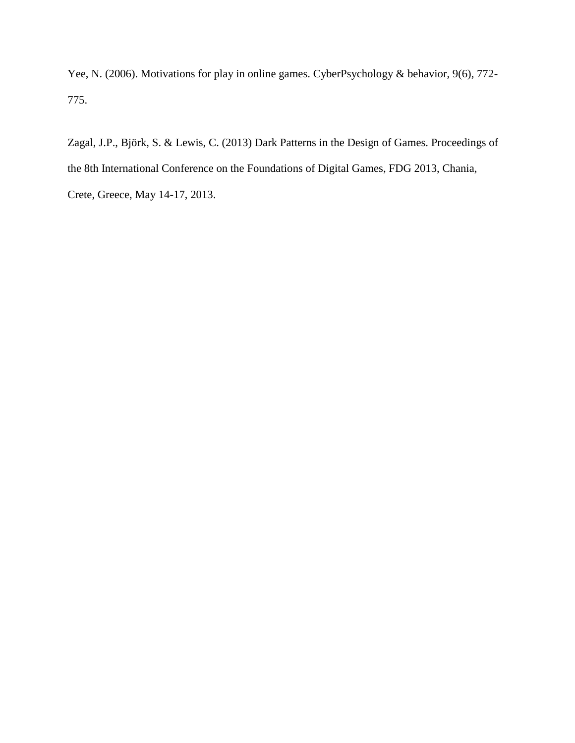Yee, N. (2006). Motivations for play in online games. CyberPsychology & behavior, 9(6), 772-775.

Zagal, J.P., Björk, S. & Lewis, C. (2013) Dark Patterns in the Design of Games. Proceedings of the 8th International Conference on the Foundations of Digital Games, FDG 2013, Chania, Crete, Greece, May 14-17, 2013.